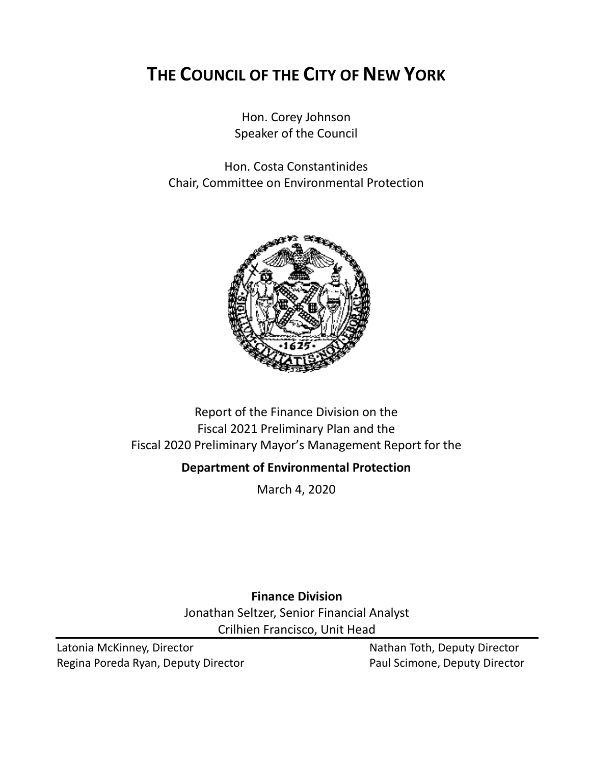# THE COUNCIL OF THE CITY OF NEW YORK

Hon. Corey Johnson
Speaker of the Council

Hon. Costa Constantinides
Chair, Committee on Environmental Protection

Report of the Finance Division on the
Fiscal 2021 Preliminary Plan and the
Fiscal 2020 Preliminary Mayor's Management Report for the

**Department of Environmental Protection**

March 4, 2020

**Finance Division**
Jonathan Seltzer, Senior Financial Analyst
Crilhien Francisco, Unit Head

Latonia McKinney, Director
Regina Poreda Ryan, Deputy Director
Nathan Toth, Deputy Director
Paul Scimone, Deputy Director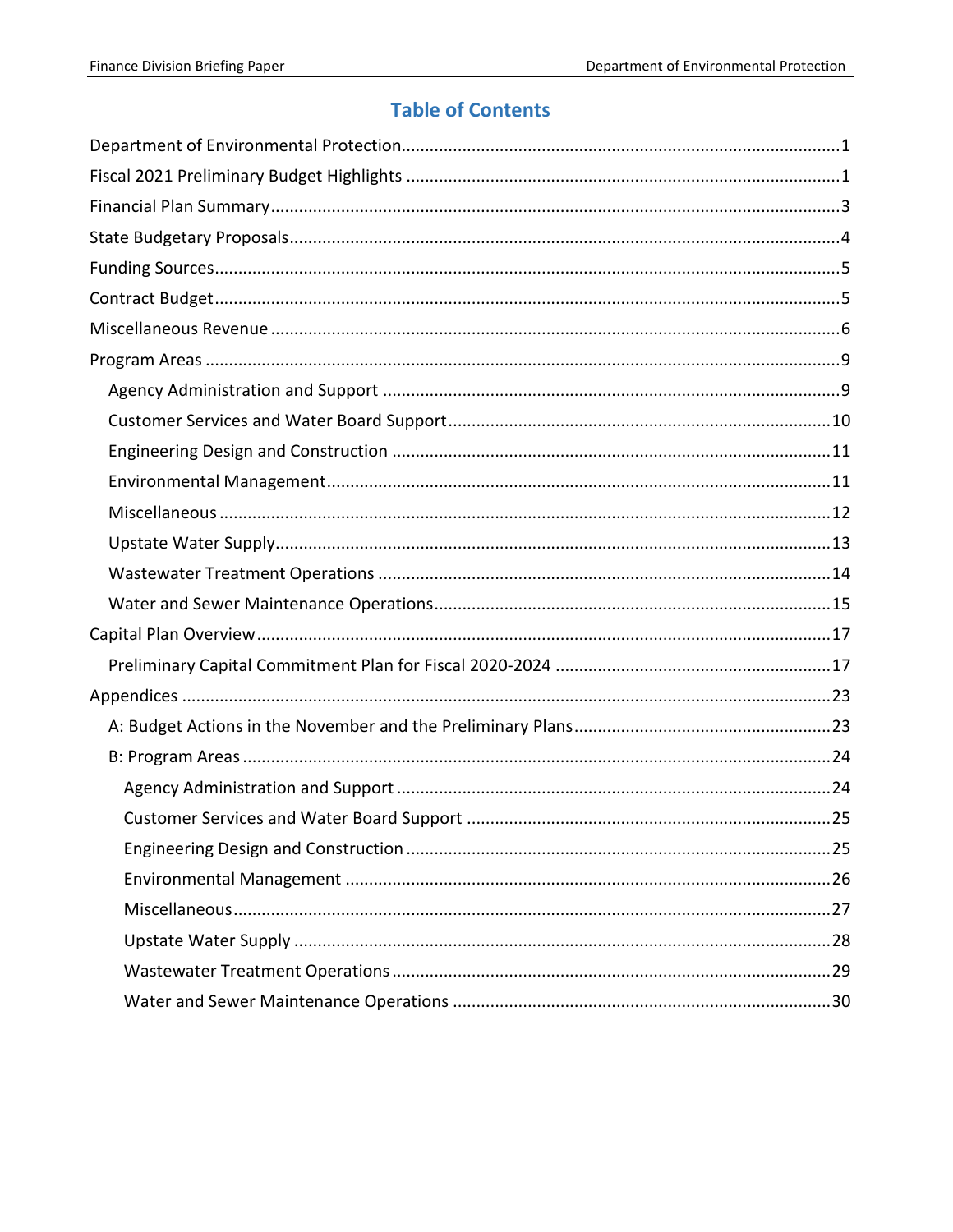# Table of Contents

Department of Environmental Protection....................1

Fiscal 2021 Preliminary Budget Highlights....................1

Financial Plan Summary....................3

State Budgetary Proposals....................4

Funding Sources....................5

Contract Budget....................5

Miscellaneous Revenue....................6

Program Areas....................9

- Agency Administration and Support....................9
- Customer Services and Water Board Support....................10
- Engineering Design and Construction....................11
- Environmental Management....................11
- Miscellaneous....................12
- Upstate Water Supply....................13
- Wastewater Treatment Operations....................14
- Water and Sewer Maintenance Operations....................15

Capital Plan Overview....................17

- Preliminary Capital Commitment Plan for Fiscal 2020-2024....................17

Appendices....................23

- A: Budget Actions in the November and the Preliminary Plans....................23
- B: Program Areas....................24
  - Agency Administration and Support....................24
  - Customer Services and Water Board Support....................25
  - Engineering Design and Construction....................25
  - Environmental Management....................26
  - Miscellaneous....................27
  - Upstate Water Supply....................28
  - Wastewater Treatment Operations....................29
  - Water and Sewer Maintenance Operations....................30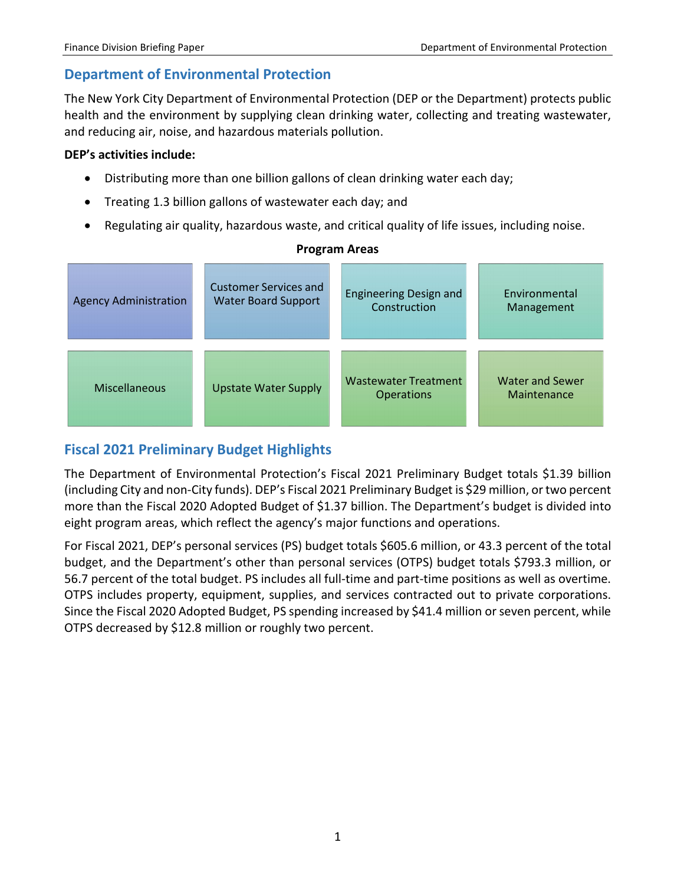## Department of Environmental Protection

The New York City Department of Environmental Protection (DEP or the Department) protects public health and the environment by supplying clean drinking water, collecting and treating wastewater, and reducing air, noise, and hazardous materials pollution.

**DEP's activities include:**

- Distributing more than one billion gallons of clean drinking water each day;
- Treating 1.3 billion gallons of wastewater each day; and
- Regulating air quality, hazardous waste, and critical quality of life issues, including noise.

**Program Areas**

| | | | |
|---|---|---|---|
| Agency Administration | Customer Services and Water Board Support | Engineering Design and Construction | Environmental Management |
| Miscellaneous | Upstate Water Supply | Wastewater Treatment Operations | Water and Sewer Maintenance |

## Fiscal 2021 Preliminary Budget Highlights

The Department of Environmental Protection's Fiscal 2021 Preliminary Budget totals $1.39 billion (including City and non-City funds). DEP's Fiscal 2021 Preliminary Budget is $29 million, or two percent more than the Fiscal 2020 Adopted Budget of $1.37 billion. The Department's budget is divided into eight program areas, which reflect the agency's major functions and operations.

For Fiscal 2021, DEP's personal services (PS) budget totals $605.6 million, or 43.3 percent of the total budget, and the Department's other than personal services (OTPS) budget totals $793.3 million, or 56.7 percent of the total budget. PS includes all full-time and part-time positions as well as overtime. OTPS includes property, equipment, supplies, and services contracted out to private corporations. Since the Fiscal 2020 Adopted Budget, PS spending increased by $41.4 million or seven percent, while OTPS decreased by $12.8 million or roughly two percent.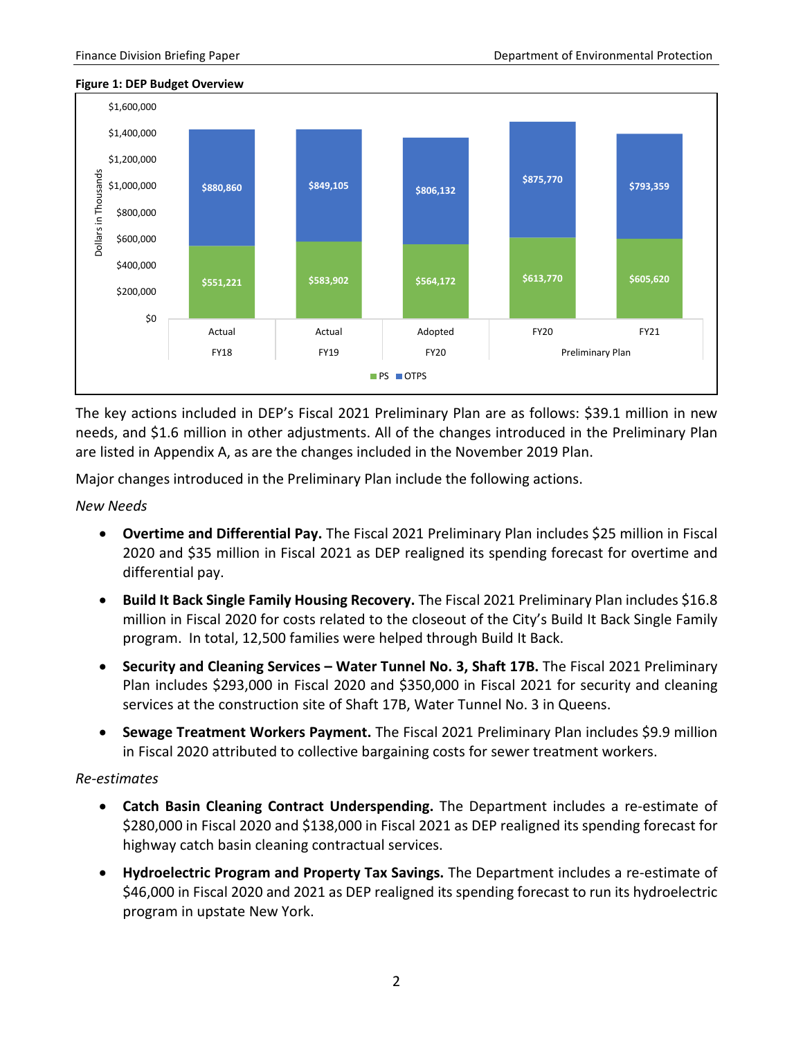**Figure 1: DEP Budget Overview**

| | Actual FY18 | Actual FY19 | Adopted FY20 | Preliminary Plan FY20 | Preliminary Plan FY21 |
|---|---|---|---|---|---|
| OTPS | $880,860 | $849,105 | $806,132 | $875,770 | $793,359 |
| PS | $551,221 | $583,902 | $564,172 | $613,770 | $605,620 |

Dollars in Thousands

The key actions included in DEP's Fiscal 2021 Preliminary Plan are as follows: $39.1 million in new needs, and $1.6 million in other adjustments. All of the changes introduced in the Preliminary Plan are listed in Appendix A, as are the changes included in the November 2019 Plan.

Major changes introduced in the Preliminary Plan include the following actions.

*New Needs*

- **Overtime and Differential Pay.** The Fiscal 2021 Preliminary Plan includes $25 million in Fiscal 2020 and $35 million in Fiscal 2021 as DEP realigned its spending forecast for overtime and differential pay.
- **Build It Back Single Family Housing Recovery.** The Fiscal 2021 Preliminary Plan includes $16.8 million in Fiscal 2020 for costs related to the closeout of the City's Build It Back Single Family program. In total, 12,500 families were helped through Build It Back.
- **Security and Cleaning Services – Water Tunnel No. 3, Shaft 17B.** The Fiscal 2021 Preliminary Plan includes $293,000 in Fiscal 2020 and $350,000 in Fiscal 2021 for security and cleaning services at the construction site of Shaft 17B, Water Tunnel No. 3 in Queens.
- **Sewage Treatment Workers Payment.** The Fiscal 2021 Preliminary Plan includes $9.9 million in Fiscal 2020 attributed to collective bargaining costs for sewer treatment workers.

*Re-estimates*

- **Catch Basin Cleaning Contract Underspending.** The Department includes a re-estimate of $280,000 in Fiscal 2020 and $138,000 in Fiscal 2021 as DEP realigned its spending forecast for highway catch basin cleaning contractual services.
- **Hydroelectric Program and Property Tax Savings.** The Department includes a re-estimate of $46,000 in Fiscal 2020 and 2021 as DEP realigned its spending forecast to run its hydroelectric program in upstate New York.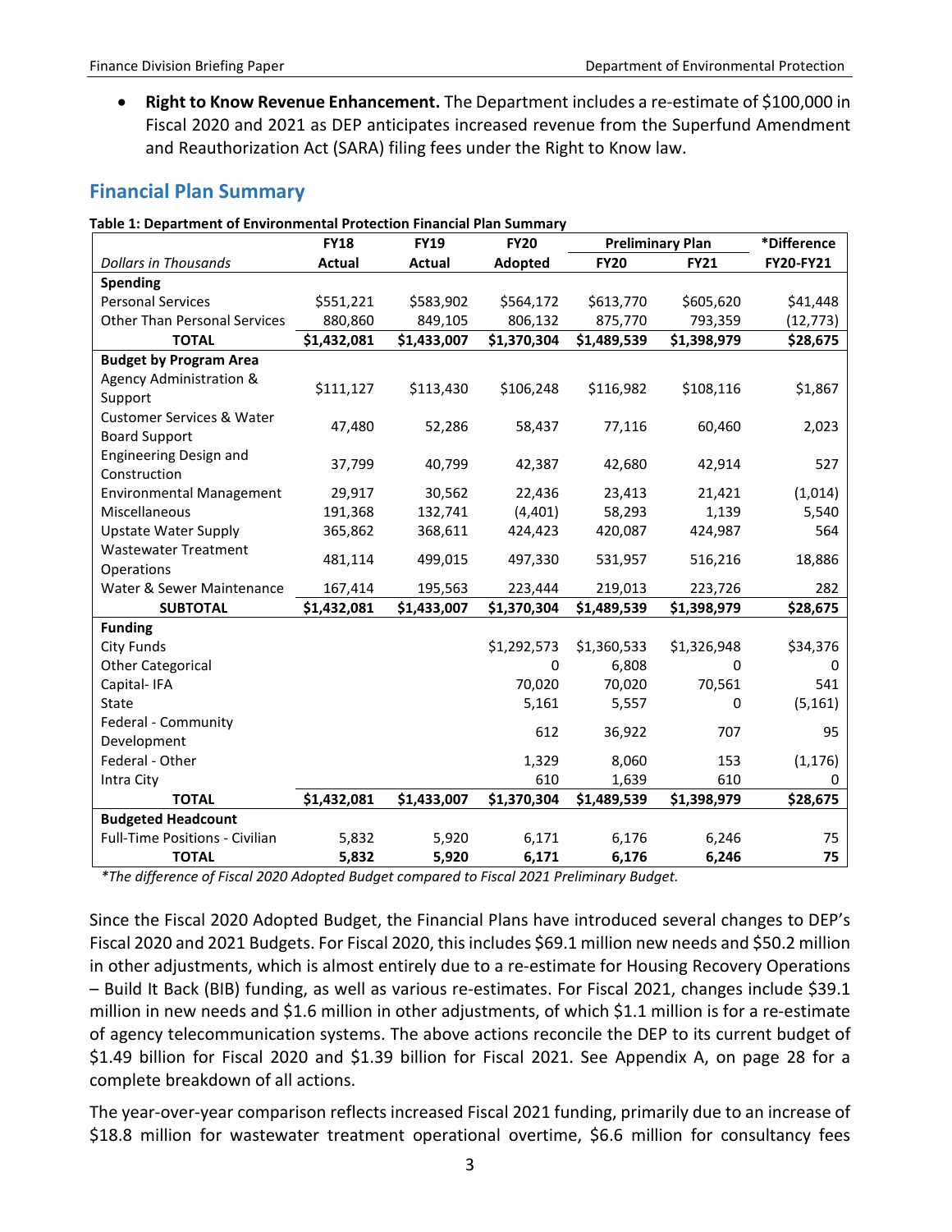- **Right to Know Revenue Enhancement.** The Department includes a re-estimate of $100,000 in Fiscal 2020 and 2021 as DEP anticipates increased revenue from the Superfund Amendment and Reauthorization Act (SARA) filing fees under the Right to Know law.

## Financial Plan Summary

**Table 1: Department of Environmental Protection Financial Plan Summary**

| | FY18 | FY19 | FY20 | Preliminary Plan | | *Difference |
|---|---|---|---|---|---|---|
| *Dollars in Thousands* | Actual | Actual | Adopted | FY20 | FY21 | FY20-FY21 |
| **Spending** | | | | | | |
| Personal Services | $551,221 | $583,902 | $564,172 | $613,770 | $605,620 | $41,448 |
| Other Than Personal Services | 880,860 | 849,105 | 806,132 | 875,770 | 793,359 | (12,773) |
| **TOTAL** | **$1,432,081** | **$1,433,007** | **$1,370,304** | **$1,489,539** | **$1,398,979** | **$28,675** |
| **Budget by Program Area** | | | | | | |
| Agency Administration & Support | $111,127 | $113,430 | $106,248 | $116,982 | $108,116 | $1,867 |
| Customer Services & Water Board Support | 47,480 | 52,286 | 58,437 | 77,116 | 60,460 | 2,023 |
| Engineering Design and Construction | 37,799 | 40,799 | 42,387 | 42,680 | 42,914 | 527 |
| Environmental Management | 29,917 | 30,562 | 22,436 | 23,413 | 21,421 | (1,014) |
| Miscellaneous | 191,368 | 132,741 | (4,401) | 58,293 | 1,139 | 5,540 |
| Upstate Water Supply | 365,862 | 368,611 | 424,423 | 420,087 | 424,987 | 564 |
| Wastewater Treatment Operations | 481,114 | 499,015 | 497,330 | 531,957 | 516,216 | 18,886 |
| Water & Sewer Maintenance | 167,414 | 195,563 | 223,444 | 219,013 | 223,726 | 282 |
| **SUBTOTAL** | **$1,432,081** | **$1,433,007** | **$1,370,304** | **$1,489,539** | **$1,398,979** | **$28,675** |
| **Funding** | | | | | | |
| City Funds | | | $1,292,573 | $1,360,533 | $1,326,948 | $34,376 |
| Other Categorical | | | 0 | 6,808 | 0 | 0 |
| Capital- IFA | | | 70,020 | 70,020 | 70,561 | 541 |
| State | | | 5,161 | 5,557 | 0 | (5,161) |
| Federal - Community Development | | | 612 | 36,922 | 707 | 95 |
| Federal - Other | | | 1,329 | 8,060 | 153 | (1,176) |
| Intra City | | | 610 | 1,639 | 610 | 0 |
| **TOTAL** | **$1,432,081** | **$1,433,007** | **$1,370,304** | **$1,489,539** | **$1,398,979** | **$28,675** |
| **Budgeted Headcount** | | | | | | |
| Full-Time Positions - Civilian | 5,832 | 5,920 | 6,171 | 6,176 | 6,246 | 75 |
| **TOTAL** | **5,832** | **5,920** | **6,171** | **6,176** | **6,246** | **75** |

*\*The difference of Fiscal 2020 Adopted Budget compared to Fiscal 2021 Preliminary Budget.*

Since the Fiscal 2020 Adopted Budget, the Financial Plans have introduced several changes to DEP's Fiscal 2020 and 2021 Budgets. For Fiscal 2020, this includes $69.1 million new needs and $50.2 million in other adjustments, which is almost entirely due to a re-estimate for Housing Recovery Operations – Build It Back (BIB) funding, as well as various re-estimates. For Fiscal 2021, changes include $39.1 million in new needs and $1.6 million in other adjustments, of which $1.1 million is for a re-estimate of agency telecommunication systems. The above actions reconcile the DEP to its current budget of $1.49 billion for Fiscal 2020 and $1.39 billion for Fiscal 2021. See Appendix A, on page 28 for a complete breakdown of all actions.

The year-over-year comparison reflects increased Fiscal 2021 funding, primarily due to an increase of $18.8 million for wastewater treatment operational overtime, $6.6 million for consultancy fees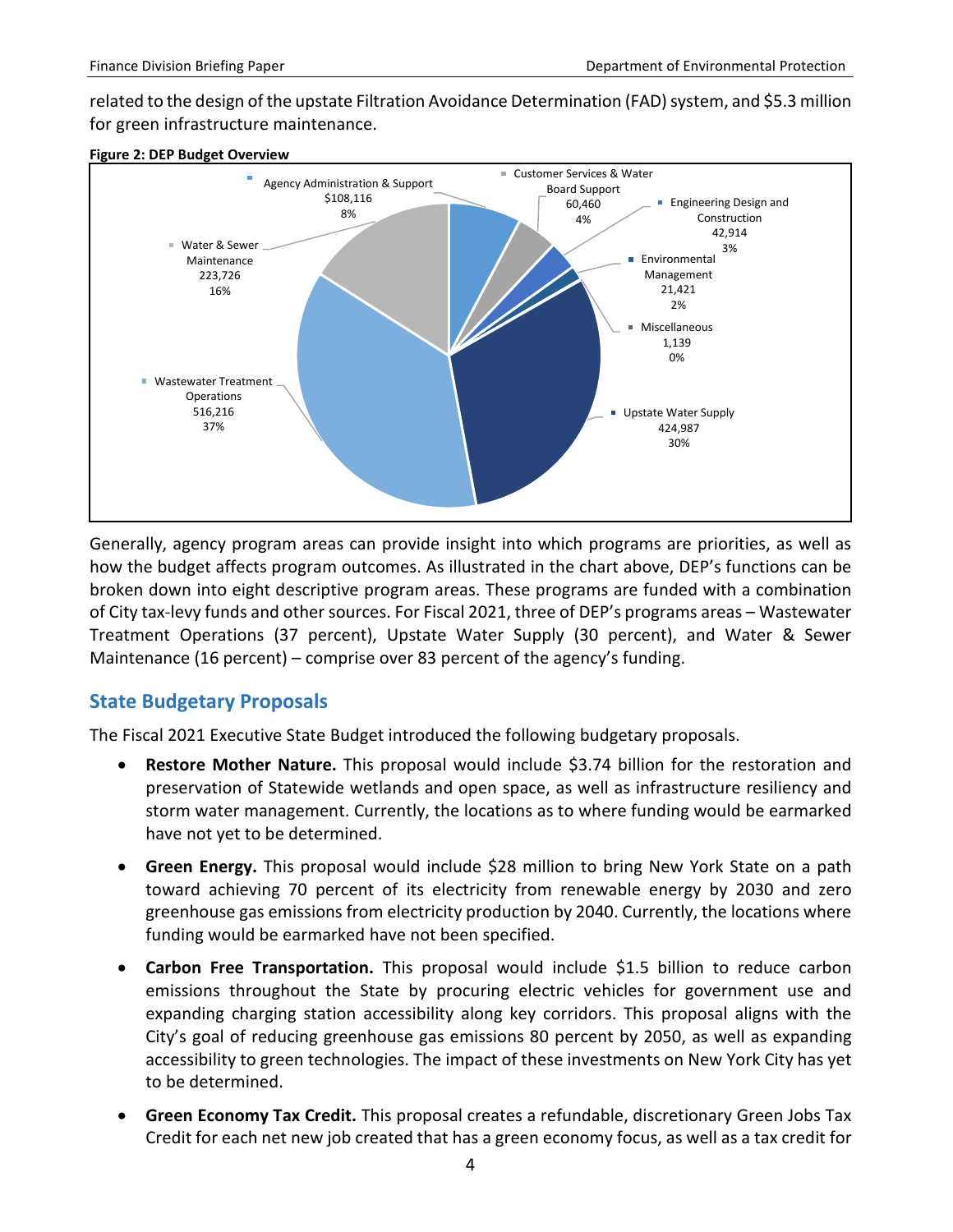related to the design of the upstate Filtration Avoidance Determination (FAD) system, and $5.3 million for green infrastructure maintenance.

**Figure 2: DEP Budget Overview**

| Program Area | Amount | Percent |
|---|---|---|
| Agency Administration & Support | $108,116 | 8% |
| Customer Services & Water Board Support | 60,460 | 4% |
| Engineering Design and Construction | 42,914 | 3% |
| Environmental Management | 21,421 | 2% |
| Miscellaneous | 1,139 | 0% |
| Upstate Water Supply | 424,987 | 30% |
| Wastewater Treatment Operations | 516,216 | 37% |
| Water & Sewer Maintenance | 223,726 | 16% |

Generally, agency program areas can provide insight into which programs are priorities, as well as how the budget affects program outcomes. As illustrated in the chart above, DEP's functions can be broken down into eight descriptive program areas. These programs are funded with a combination of City tax-levy funds and other sources. For Fiscal 2021, three of DEP's programs areas – Wastewater Treatment Operations (37 percent), Upstate Water Supply (30 percent), and Water & Sewer Maintenance (16 percent) – comprise over 83 percent of the agency's funding.

## State Budgetary Proposals

The Fiscal 2021 Executive State Budget introduced the following budgetary proposals.

- **Restore Mother Nature.** This proposal would include $3.74 billion for the restoration and preservation of Statewide wetlands and open space, as well as infrastructure resiliency and storm water management. Currently, the locations as to where funding would be earmarked have not yet to be determined.
- **Green Energy.** This proposal would include $28 million to bring New York State on a path toward achieving 70 percent of its electricity from renewable energy by 2030 and zero greenhouse gas emissions from electricity production by 2040. Currently, the locations where funding would be earmarked have not been specified.
- **Carbon Free Transportation.** This proposal would include $1.5 billion to reduce carbon emissions throughout the State by procuring electric vehicles for government use and expanding charging station accessibility along key corridors. This proposal aligns with the City's goal of reducing greenhouse gas emissions 80 percent by 2050, as well as expanding accessibility to green technologies. The impact of these investments on New York City has yet to be determined.
- **Green Economy Tax Credit.** This proposal creates a refundable, discretionary Green Jobs Tax Credit for each net new job created that has a green economy focus, as well as a tax credit for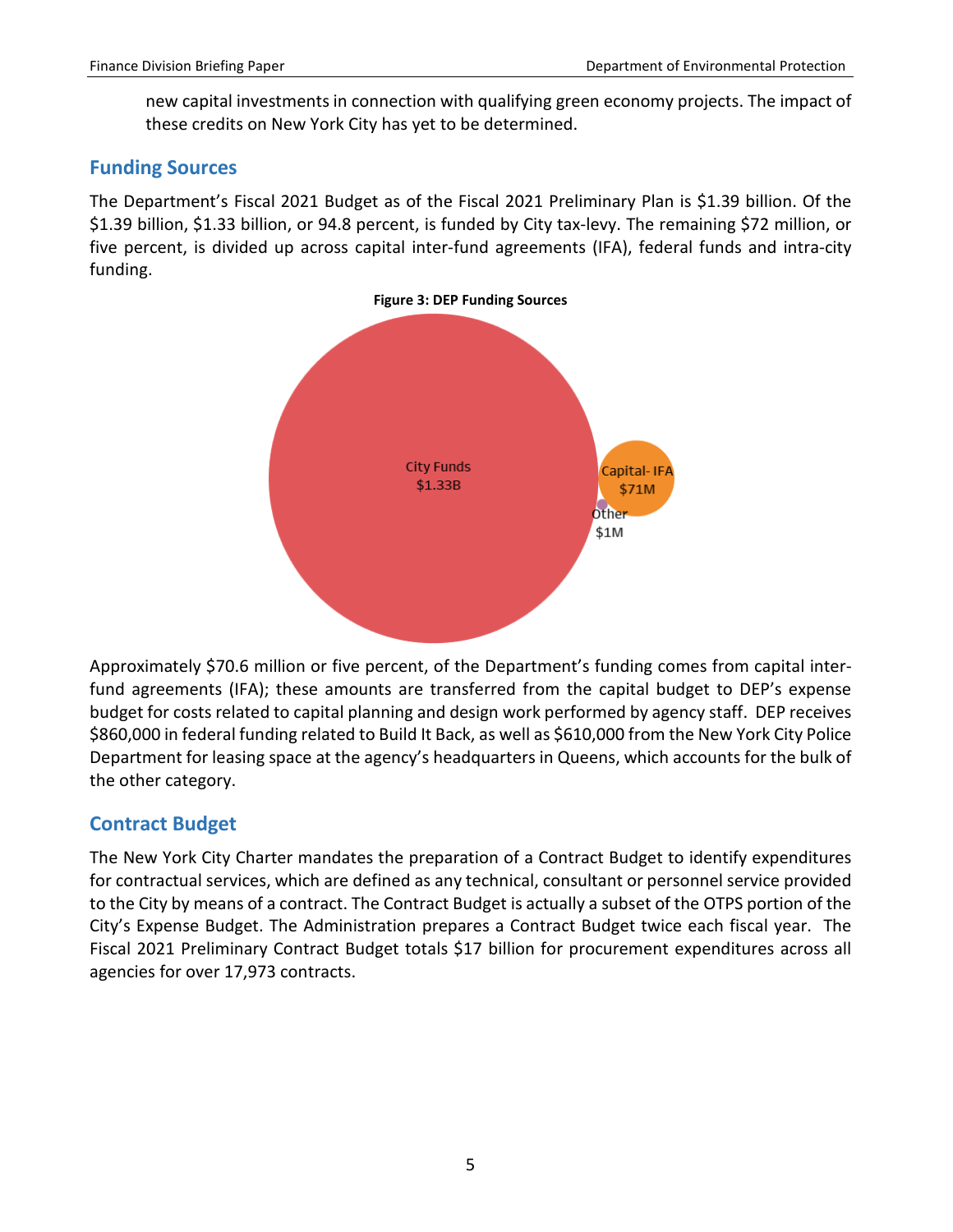new capital investments in connection with qualifying green economy projects. The impact of these credits on New York City has yet to be determined.

## Funding Sources

The Department's Fiscal 2021 Budget as of the Fiscal 2021 Preliminary Plan is $1.39 billion. Of the $1.39 billion, $1.33 billion, or 94.8 percent, is funded by City tax-levy. The remaining $72 million, or five percent, is divided up across capital inter-fund agreements (IFA), federal funds and intra-city funding.

**Figure 3: DEP Funding Sources**

City Funds $1.33B

Capital- IFA $71M

Other $1M

Approximately $70.6 million or five percent, of the Department's funding comes from capital inter-fund agreements (IFA); these amounts are transferred from the capital budget to DEP's expense budget for costs related to capital planning and design work performed by agency staff. DEP receives $860,000 in federal funding related to Build It Back, as well as $610,000 from the New York City Police Department for leasing space at the agency's headquarters in Queens, which accounts for the bulk of the other category.

## Contract Budget

The New York City Charter mandates the preparation of a Contract Budget to identify expenditures for contractual services, which are defined as any technical, consultant or personnel service provided to the City by means of a contract. The Contract Budget is actually a subset of the OTPS portion of the City's Expense Budget. The Administration prepares a Contract Budget twice each fiscal year. The Fiscal 2021 Preliminary Contract Budget totals $17 billion for procurement expenditures across all agencies for over 17,973 contracts.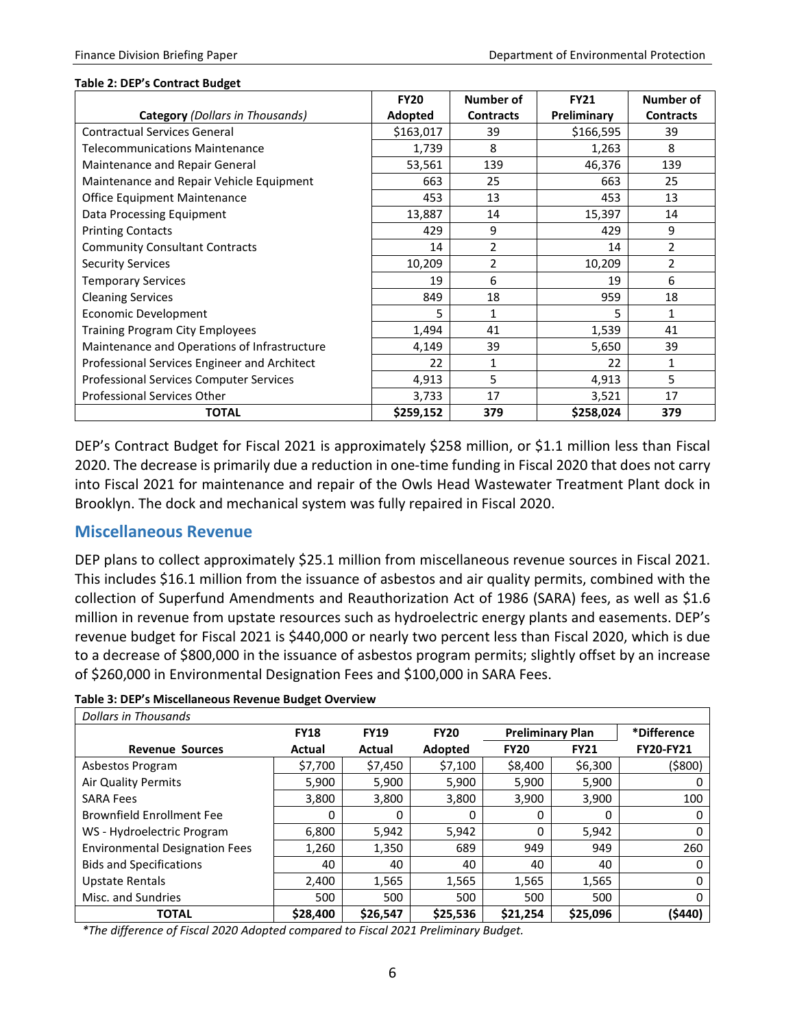**Table 2: DEP's Contract Budget**

| **Category** *(Dollars in Thousands)* | **FY20 Adopted** | **Number of Contracts** | **FY21 Preliminary** | **Number of Contracts** |
|---|---|---|---|---|
| Contractual Services General | $163,017 | 39 | $166,595 | 39 |
| Telecommunications Maintenance | 1,739 | 8 | 1,263 | 8 |
| Maintenance and Repair General | 53,561 | 139 | 46,376 | 139 |
| Maintenance and Repair Vehicle Equipment | 663 | 25 | 663 | 25 |
| Office Equipment Maintenance | 453 | 13 | 453 | 13 |
| Data Processing Equipment | 13,887 | 14 | 15,397 | 14 |
| Printing Contacts | 429 | 9 | 429 | 9 |
| Community Consultant Contracts | 14 | 2 | 14 | 2 |
| Security Services | 10,209 | 2 | 10,209 | 2 |
| Temporary Services | 19 | 6 | 19 | 6 |
| Cleaning Services | 849 | 18 | 959 | 18 |
| Economic Development | 5 | 1 | 5 | 1 |
| Training Program City Employees | 1,494 | 41 | 1,539 | 41 |
| Maintenance and Operations of Infrastructure | 4,149 | 39 | 5,650 | 39 |
| Professional Services Engineer and Architect | 22 | 1 | 22 | 1 |
| Professional Services Computer Services | 4,913 | 5 | 4,913 | 5 |
| Professional Services Other | 3,733 | 17 | 3,521 | 17 |
| **TOTAL** | **$259,152** | **379** | **$258,024** | **379** |

DEP's Contract Budget for Fiscal 2021 is approximately $258 million, or $1.1 million less than Fiscal 2020. The decrease is primarily due a reduction in one-time funding in Fiscal 2020 that does not carry into Fiscal 2021 for maintenance and repair of the Owls Head Wastewater Treatment Plant dock in Brooklyn. The dock and mechanical system was fully repaired in Fiscal 2020.

## Miscellaneous Revenue

DEP plans to collect approximately $25.1 million from miscellaneous revenue sources in Fiscal 2021. This includes $16.1 million from the issuance of asbestos and air quality permits, combined with the collection of Superfund Amendments and Reauthorization Act of 1986 (SARA) fees, as well as $1.6 million in revenue from upstate resources such as hydroelectric energy plants and easements. DEP's revenue budget for Fiscal 2021 is $440,000 or nearly two percent less than Fiscal 2020, which is due to a decrease of $800,000 in the issuance of asbestos program permits; slightly offset by an increase of $260,000 in Environmental Designation Fees and $100,000 in SARA Fees.

**Table 3: DEP's Miscellaneous Revenue Budget Overview**

*Dollars in Thousands*

| | **FY18** | **FY19** | **FY20** | **Preliminary Plan** | | ***Difference** |
|---|---|---|---|---|---|---|
| **Revenue Sources** | **Actual** | **Actual** | **Adopted** | **FY20** | **FY21** | **FY20-FY21** |
| Asbestos Program | $7,700 | $7,450 | $7,100 | $8,400 | $6,300 | ($800) |
| Air Quality Permits | 5,900 | 5,900 | 5,900 | 5,900 | 5,900 | 0 |
| SARA Fees | 3,800 | 3,800 | 3,800 | 3,900 | 3,900 | 100 |
| Brownfield Enrollment Fee | 0 | 0 | 0 | 0 | 0 | 0 |
| WS - Hydroelectric Program | 6,800 | 5,942 | 5,942 | 0 | 5,942 | 0 |
| Environmental Designation Fees | 1,260 | 1,350 | 689 | 949 | 949 | 260 |
| Bids and Specifications | 40 | 40 | 40 | 40 | 40 | 0 |
| Upstate Rentals | 2,400 | 1,565 | 1,565 | 1,565 | 1,565 | 0 |
| Misc. and Sundries | 500 | 500 | 500 | 500 | 500 | 0 |
| **TOTAL** | **$28,400** | **$26,547** | **$25,536** | **$21,254** | **$25,096** | **($440)** |

**The difference of Fiscal 2020 Adopted compared to Fiscal 2021 Preliminary Budget.*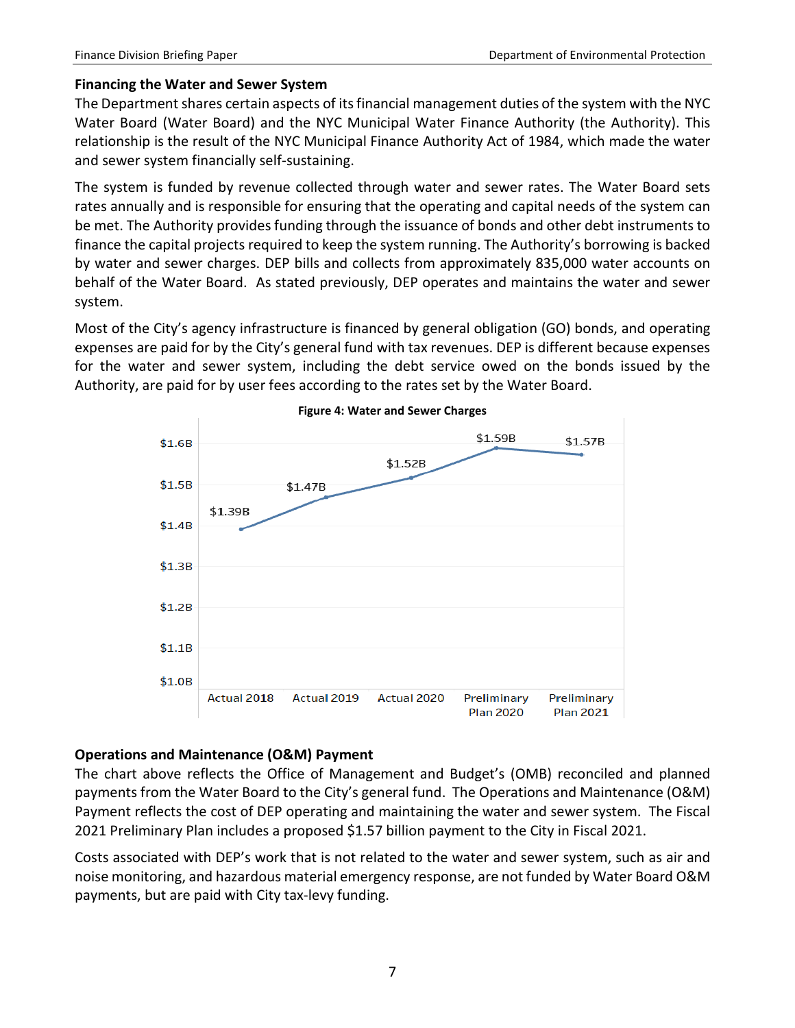### Financing the Water and Sewer System

The Department shares certain aspects of its financial management duties of the system with the NYC Water Board (Water Board) and the NYC Municipal Water Finance Authority (the Authority). This relationship is the result of the NYC Municipal Finance Authority Act of 1984, which made the water and sewer system financially self-sustaining.

The system is funded by revenue collected through water and sewer rates. The Water Board sets rates annually and is responsible for ensuring that the operating and capital needs of the system can be met. The Authority provides funding through the issuance of bonds and other debt instruments to finance the capital projects required to keep the system running. The Authority's borrowing is backed by water and sewer charges. DEP bills and collects from approximately 835,000 water accounts on behalf of the Water Board. As stated previously, DEP operates and maintains the water and sewer system.

Most of the City's agency infrastructure is financed by general obligation (GO) bonds, and operating expenses are paid for by the City's general fund with tax revenues. DEP is different because expenses for the water and sewer system, including the debt service owed on the bonds issued by the Authority, are paid for by user fees according to the rates set by the Water Board.

**Figure 4: Water and Sewer Charges**

| | Actual 2018 | Actual 2019 | Actual 2020 | Preliminary Plan 2020 | Preliminary Plan 2021 |
|---|---|---|---|---|---|
| Water and Sewer Charges | $1.39B | $1.47B | $1.52B | $1.59B | $1.57B |

### Operations and Maintenance (O&M) Payment

The chart above reflects the Office of Management and Budget's (OMB) reconciled and planned payments from the Water Board to the City's general fund. The Operations and Maintenance (O&M) Payment reflects the cost of DEP operating and maintaining the water and sewer system. The Fiscal 2021 Preliminary Plan includes a proposed $1.57 billion payment to the City in Fiscal 2021.

Costs associated with DEP's work that is not related to the water and sewer system, such as air and noise monitoring, and hazardous material emergency response, are not funded by Water Board O&M payments, but are paid with City tax-levy funding.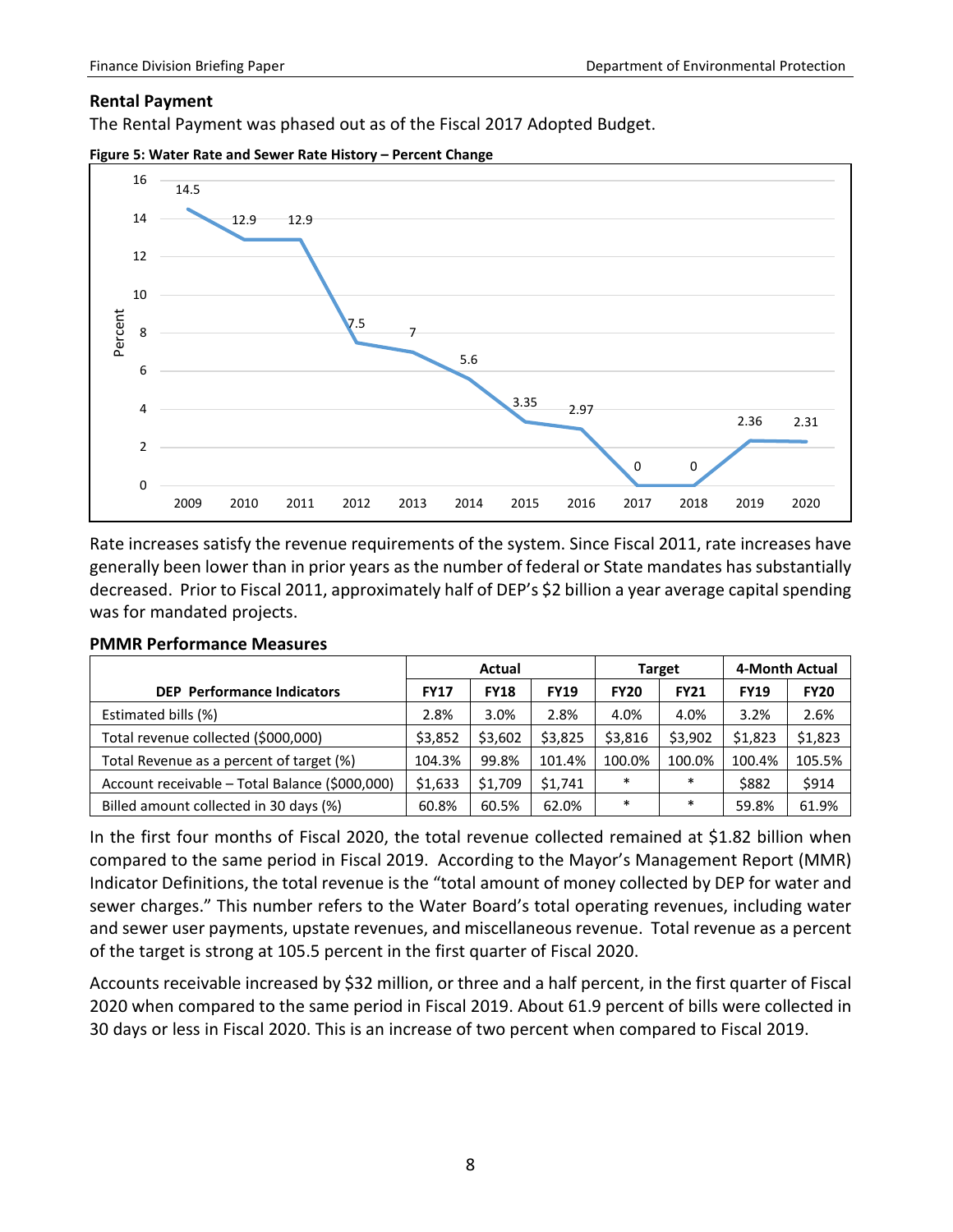### Rental Payment

The Rental Payment was phased out as of the Fiscal 2017 Adopted Budget.

**Figure 5: Water Rate and Sewer Rate History – Percent Change**

| Year | Percent |
|---|---|
| 2009 | 14.5 |
| 2010 | 12.9 |
| 2011 | 12.9 |
| 2012 | 7.5 |
| 2013 | 7 |
| 2014 | 5.6 |
| 2015 | 3.35 |
| 2016 | 2.97 |
| 2017 | 0 |
| 2018 | 0 |
| 2019 | 2.36 |
| 2020 | 2.31 |

Rate increases satisfy the revenue requirements of the system. Since Fiscal 2011, rate increases have generally been lower than in prior years as the number of federal or State mandates has substantially decreased. Prior to Fiscal 2011, approximately half of DEP's $2 billion a year average capital spending was for mandated projects.

### PMMR Performance Measures

| | Actual | | | Target | | 4-Month Actual | |
|---|---|---|---|---|---|---|---|
| **DEP Performance Indicators** | **FY17** | **FY18** | **FY19** | **FY20** | **FY21** | **FY19** | **FY20** |
| Estimated bills (%) | 2.8% | 3.0% | 2.8% | 4.0% | 4.0% | 3.2% | 2.6% |
| Total revenue collected ($000,000) | $3,852 | $3,602 | $3,825 | $3,816 | $3,902 | $1,823 | $1,823 |
| Total Revenue as a percent of target (%) | 104.3% | 99.8% | 101.4% | 100.0% | 100.0% | 100.4% | 105.5% |
| Account receivable – Total Balance ($000,000) | $1,633 | $1,709 | $1,741 | * | * | $882 | $914 |
| Billed amount collected in 30 days (%) | 60.8% | 60.5% | 62.0% | * | * | 59.8% | 61.9% |

In the first four months of Fiscal 2020, the total revenue collected remained at $1.82 billion when compared to the same period in Fiscal 2019. According to the Mayor's Management Report (MMR) Indicator Definitions, the total revenue is the "total amount of money collected by DEP for water and sewer charges." This number refers to the Water Board's total operating revenues, including water and sewer user payments, upstate revenues, and miscellaneous revenue. Total revenue as a percent of the target is strong at 105.5 percent in the first quarter of Fiscal 2020.

Accounts receivable increased by $32 million, or three and a half percent, in the first quarter of Fiscal 2020 when compared to the same period in Fiscal 2019. About 61.9 percent of bills were collected in 30 days or less in Fiscal 2020. This is an increase of two percent when compared to Fiscal 2019.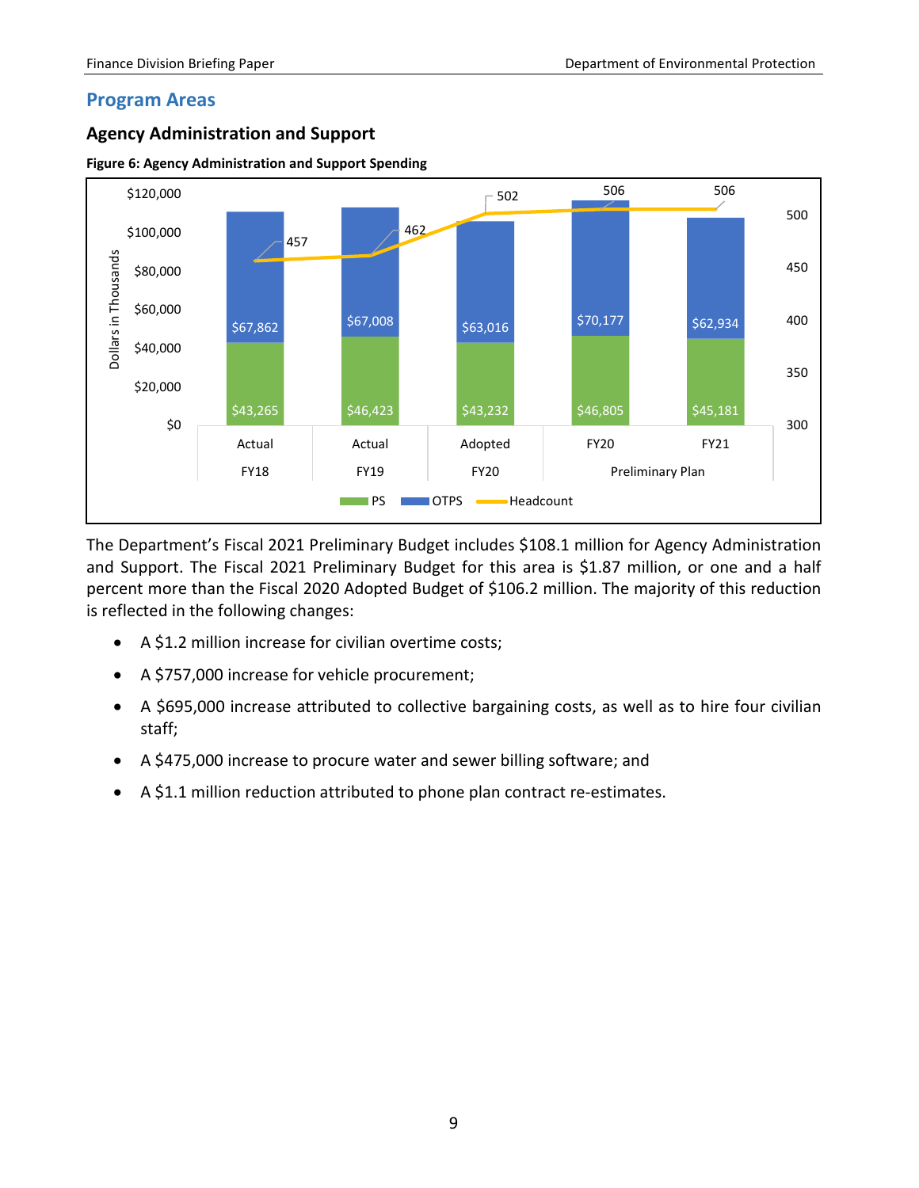## Program Areas

### Agency Administration and Support

**Figure 6: Agency Administration and Support Spending**

| | Actual FY18 | Actual FY19 | Adopted FY20 | Preliminary Plan FY20 | Preliminary Plan FY21 |
|---|---|---|---|---|---|
| PS | $43,265 | $46,423 | $43,232 | $46,805 | $45,181 |
| OTPS | $67,862 | $67,008 | $63,016 | $70,177 | $62,934 |
| Headcount | 457 | 462 | 502 | 506 | 506 |

*Dollars in Thousands*

The Department's Fiscal 2021 Preliminary Budget includes $108.1 million for Agency Administration and Support. The Fiscal 2021 Preliminary Budget for this area is $1.87 million, or one and a half percent more than the Fiscal 2020 Adopted Budget of $106.2 million. The majority of this reduction is reflected in the following changes:

- A $1.2 million increase for civilian overtime costs;
- A $757,000 increase for vehicle procurement;
- A $695,000 increase attributed to collective bargaining costs, as well as to hire four civilian staff;
- A $475,000 increase to procure water and sewer billing software; and
- A $1.1 million reduction attributed to phone plan contract re-estimates.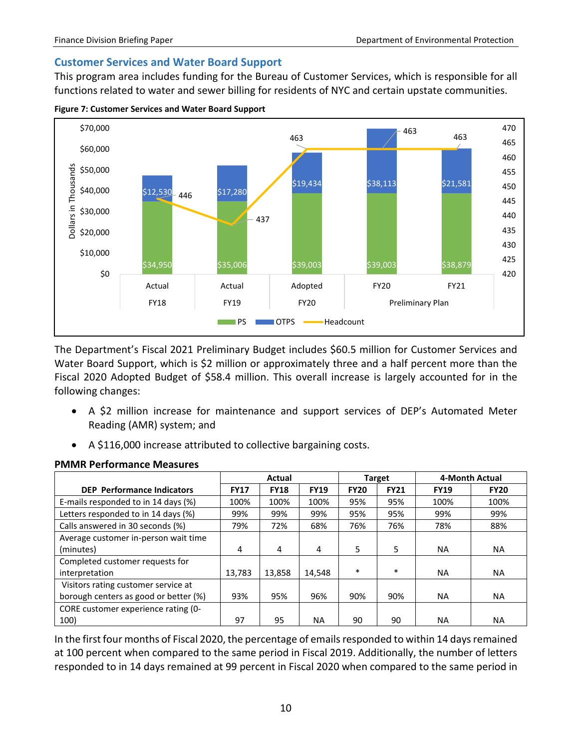## Customer Services and Water Board Support

This program area includes funding for the Bureau of Customer Services, which is responsible for all functions related to water and sewer billing for residents of NYC and certain upstate communities.

**Figure 7: Customer Services and Water Board Support**

| Dollars in Thousands | Actual FY18 | Actual FY19 | Adopted FY20 | Preliminary Plan FY20 | Preliminary Plan FY21 |
|---|---|---|---|---|---|
| PS | $34,950 | $35,006 | $39,003 | $39,003 | $38,879 |
| OTPS | $12,530 | $17,280 | $19,434 | $38,113 | $21,581 |
| Headcount | 446 | 437 | 463 | 463 | 463 |

The Department's Fiscal 2021 Preliminary Budget includes $60.5 million for Customer Services and Water Board Support, which is $2 million or approximately three and a half percent more than the Fiscal 2020 Adopted Budget of $58.4 million. This overall increase is largely accounted for in the following changes:

- A $2 million increase for maintenance and support services of DEP's Automated Meter Reading (AMR) system; and
- A $116,000 increase attributed to collective bargaining costs.

### PMMR Performance Measures

| DEP Performance Indicators | Actual FY17 | Actual FY18 | Actual FY19 | Target FY20 | Target FY21 | 4-Month Actual FY19 | 4-Month Actual FY20 |
|---|---|---|---|---|---|---|---|
| E-mails responded to in 14 days (%) | 100% | 100% | 100% | 95% | 95% | 100% | 100% |
| Letters responded to in 14 days (%) | 99% | 99% | 99% | 95% | 95% | 99% | 99% |
| Calls answered in 30 seconds (%) | 79% | 72% | 68% | 76% | 76% | 78% | 88% |
| Average customer in-person wait time (minutes) | 4 | 4 | 4 | 5 | 5 | NA | NA |
| Completed customer requests for interpretation | 13,783 | 13,858 | 14,548 | * | * | NA | NA |
| Visitors rating customer service at borough centers as good or better (%) | 93% | 95% | 96% | 90% | 90% | NA | NA |
| CORE customer experience rating (0-100) | 97 | 95 | NA | 90 | 90 | NA | NA |

In the first four months of Fiscal 2020, the percentage of emails responded to within 14 days remained at 100 percent when compared to the same period in Fiscal 2019. Additionally, the number of letters responded to in 14 days remained at 99 percent in Fiscal 2020 when compared to the same period in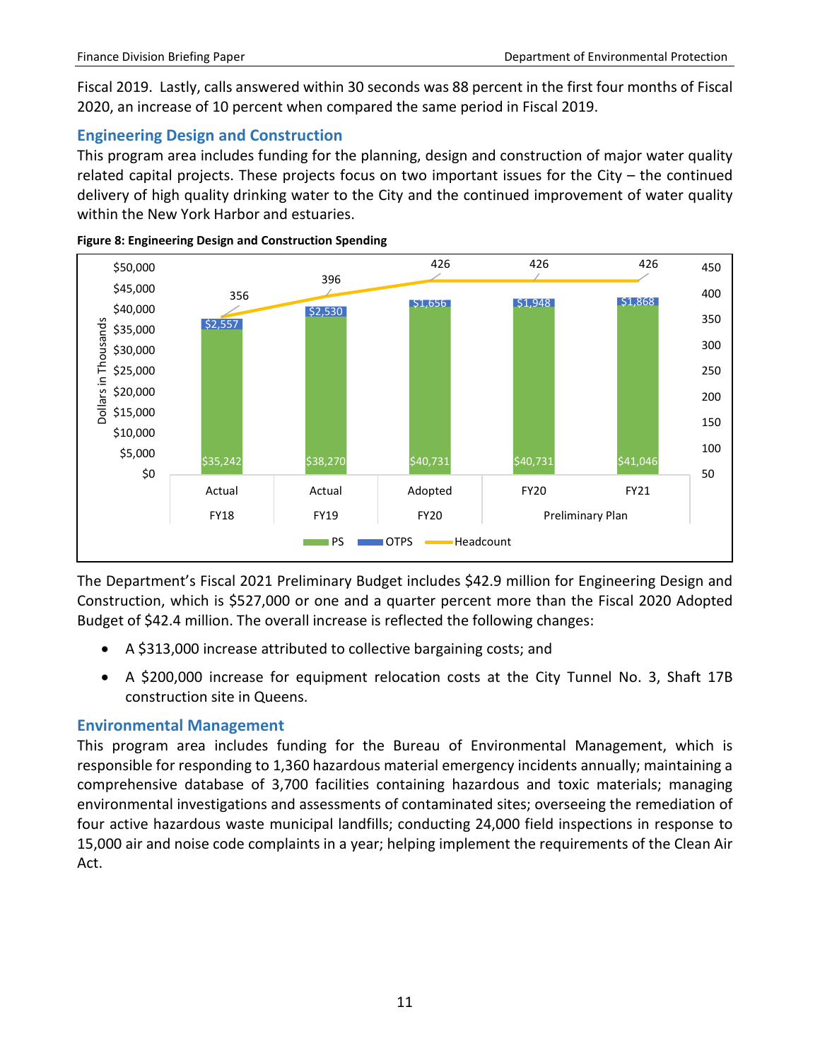Fiscal 2019. Lastly, calls answered within 30 seconds was 88 percent in the first four months of Fiscal 2020, an increase of 10 percent when compared the same period in Fiscal 2019.

### Engineering Design and Construction

This program area includes funding for the planning, design and construction of major water quality related capital projects. These projects focus on two important issues for the City – the continued delivery of high quality drinking water to the City and the continued improvement of water quality within the New York Harbor and estuaries.

**Figure 8: Engineering Design and Construction Spending**

| Dollars in Thousands | Actual FY18 | Actual FY19 | Adopted FY20 | Preliminary Plan FY20 | Preliminary Plan FY21 |
|---|---|---|---|---|---|
| PS | $35,242 | $38,270 | $40,731 | $40,731 | $41,046 |
| OTPS | $2,557 | $2,530 | $1,656 | $1,948 | $1,868 |
| Headcount | 356 | 396 | 426 | 426 | 426 |

The Department's Fiscal 2021 Preliminary Budget includes $42.9 million for Engineering Design and Construction, which is $527,000 or one and a quarter percent more than the Fiscal 2020 Adopted Budget of $42.4 million. The overall increase is reflected the following changes:

- A $313,000 increase attributed to collective bargaining costs; and
- A $200,000 increase for equipment relocation costs at the City Tunnel No. 3, Shaft 17B construction site in Queens.

### Environmental Management

This program area includes funding for the Bureau of Environmental Management, which is responsible for responding to 1,360 hazardous material emergency incidents annually; maintaining a comprehensive database of 3,700 facilities containing hazardous and toxic materials; managing environmental investigations and assessments of contaminated sites; overseeing the remediation of four active hazardous waste municipal landfills; conducting 24,000 field inspections in response to 15,000 air and noise code complaints in a year; helping implement the requirements of the Clean Air Act.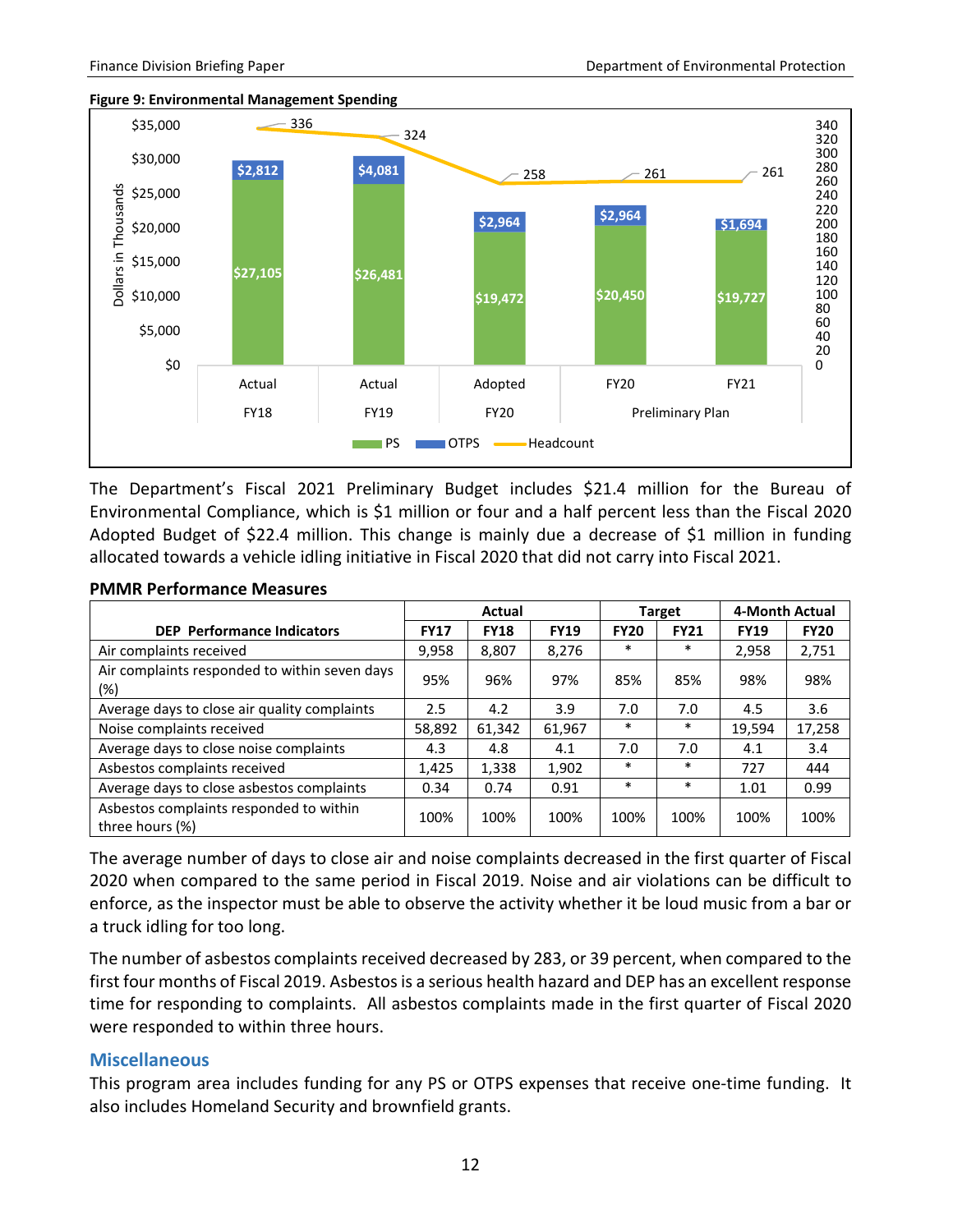**Figure 9: Environmental Management Spending**

| | Actual FY18 | Actual FY19 | Adopted FY20 | Preliminary Plan FY20 | Preliminary Plan FY21 |
|---|---|---|---|---|---|
| PS (Dollars in Thousands) | $27,105 | $26,481 | $19,472 | $20,450 | $19,727 |
| OTPS (Dollars in Thousands) | $2,812 | $4,081 | $2,964 | $2,964 | $1,694 |
| Headcount | 336 | 324 | 258 | 261 | 261 |

The Department's Fiscal 2021 Preliminary Budget includes $21.4 million for the Bureau of Environmental Compliance, which is $1 million or four and a half percent less than the Fiscal 2020 Adopted Budget of $22.4 million. This change is mainly due a decrease of $1 million in funding allocated towards a vehicle idling initiative in Fiscal 2020 that did not carry into Fiscal 2021.

**PMMR Performance Measures**

| DEP Performance Indicators | Actual | | | Target | | 4-Month Actual | |
|---|---|---|---|---|---|---|---|
| | FY17 | FY18 | FY19 | FY20 | FY21 | FY19 | FY20 |
| Air complaints received | 9,958 | 8,807 | 8,276 | * | * | 2,958 | 2,751 |
| Air complaints responded to within seven days (%) | 95% | 96% | 97% | 85% | 85% | 98% | 98% |
| Average days to close air quality complaints | 2.5 | 4.2 | 3.9 | 7.0 | 7.0 | 4.5 | 3.6 |
| Noise complaints received | 58,892 | 61,342 | 61,967 | * | * | 19,594 | 17,258 |
| Average days to close noise complaints | 4.3 | 4.8 | 4.1 | 7.0 | 7.0 | 4.1 | 3.4 |
| Asbestos complaints received | 1,425 | 1,338 | 1,902 | * | * | 727 | 444 |
| Average days to close asbestos complaints | 0.34 | 0.74 | 0.91 | * | * | 1.01 | 0.99 |
| Asbestos complaints responded to within three hours (%) | 100% | 100% | 100% | 100% | 100% | 100% | 100% |

The average number of days to close air and noise complaints decreased in the first quarter of Fiscal 2020 when compared to the same period in Fiscal 2019. Noise and air violations can be difficult to enforce, as the inspector must be able to observe the activity whether it be loud music from a bar or a truck idling for too long.

The number of asbestos complaints received decreased by 283, or 39 percent, when compared to the first four months of Fiscal 2019. Asbestos is a serious health hazard and DEP has an excellent response time for responding to complaints. All asbestos complaints made in the first quarter of Fiscal 2020 were responded to within three hours.

## Miscellaneous

This program area includes funding for any PS or OTPS expenses that receive one-time funding. It also includes Homeland Security and brownfield grants.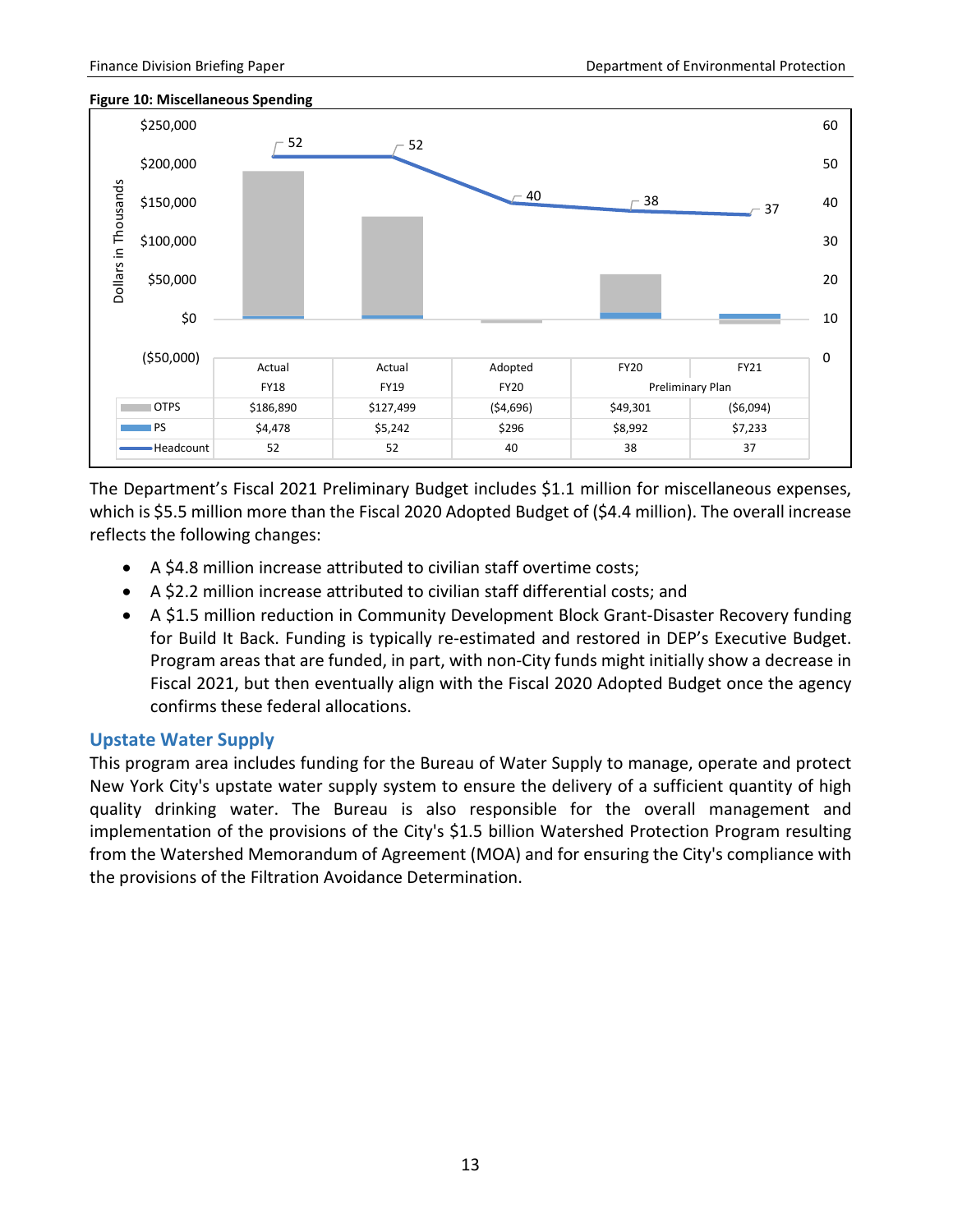**Figure 10: Miscellaneous Spending**

| | Actual FY18 | Actual FY19 | Adopted FY20 | Preliminary Plan FY20 | Preliminary Plan FY21 |
|---|---|---|---|---|---|
| OTPS | $186,890 | $127,499 | ($4,696) | $49,301 | ($6,094) |
| PS | $4,478 | $5,242 | $296 | $8,992 | $7,233 |
| Headcount | 52 | 52 | 40 | 38 | 37 |

The Department's Fiscal 2021 Preliminary Budget includes $1.1 million for miscellaneous expenses, which is $5.5 million more than the Fiscal 2020 Adopted Budget of ($4.4 million). The overall increase reflects the following changes:

- A $4.8 million increase attributed to civilian staff overtime costs;
- A $2.2 million increase attributed to civilian staff differential costs; and
- A $1.5 million reduction in Community Development Block Grant-Disaster Recovery funding for Build It Back. Funding is typically re-estimated and restored in DEP's Executive Budget. Program areas that are funded, in part, with non-City funds might initially show a decrease in Fiscal 2021, but then eventually align with the Fiscal 2020 Adopted Budget once the agency confirms these federal allocations.

## Upstate Water Supply

This program area includes funding for the Bureau of Water Supply to manage, operate and protect New York City's upstate water supply system to ensure the delivery of a sufficient quantity of high quality drinking water. The Bureau is also responsible for the overall management and implementation of the provisions of the City's $1.5 billion Watershed Protection Program resulting from the Watershed Memorandum of Agreement (MOA) and for ensuring the City's compliance with the provisions of the Filtration Avoidance Determination.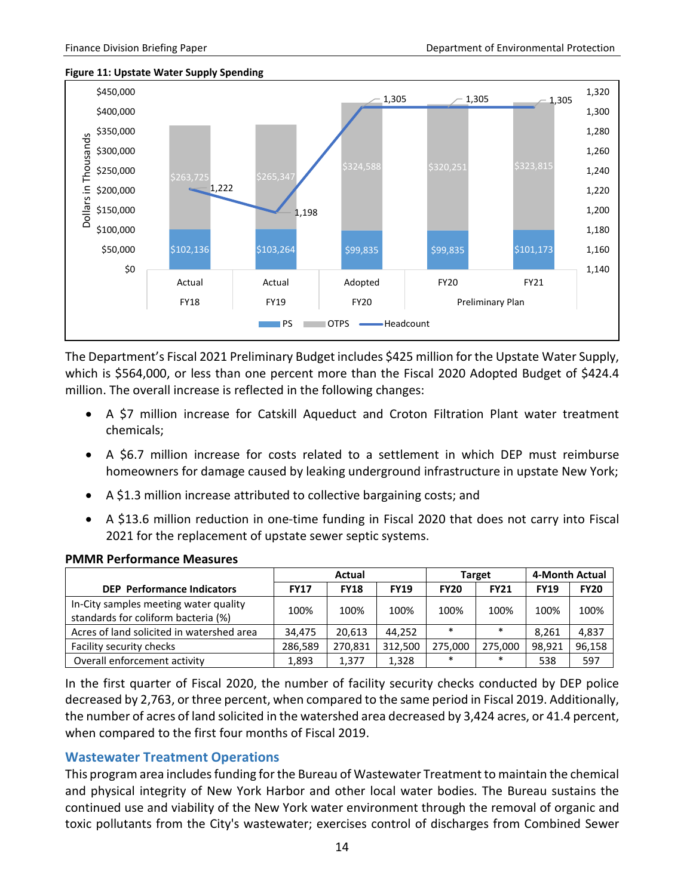**Figure 11: Upstate Water Supply Spending**

| | Actual FY18 | Actual FY19 | Adopted FY20 | Preliminary Plan FY20 | Preliminary Plan FY21 |
|---|---|---|---|---|---|
| PS | $102,136 | $103,264 | $99,835 | $99,835 | $101,173 |
| OTPS | $263,725 | $265,347 | $324,588 | $320,251 | $323,815 |
| Headcount | 1,222 | 1,198 | 1,305 | 1,305 | 1,305 |

Dollars in Thousands

The Department's Fiscal 2021 Preliminary Budget includes $425 million for the Upstate Water Supply, which is $564,000, or less than one percent more than the Fiscal 2020 Adopted Budget of $424.4 million. The overall increase is reflected in the following changes:

- A $7 million increase for Catskill Aqueduct and Croton Filtration Plant water treatment chemicals;
- A $6.7 million increase for costs related to a settlement in which DEP must reimburse homeowners for damage caused by leaking underground infrastructure in upstate New York;
- A $1.3 million increase attributed to collective bargaining costs; and
- A $13.6 million reduction in one-time funding in Fiscal 2020 that does not carry into Fiscal 2021 for the replacement of upstate sewer septic systems.

**PMMR Performance Measures**

| DEP Performance Indicators | Actual | | | Target | | 4-Month Actual | |
|---|---|---|---|---|---|---|---|
| | FY17 | FY18 | FY19 | FY20 | FY21 | FY19 | FY20 |
| In-City samples meeting water quality standards for coliform bacteria (%) | 100% | 100% | 100% | 100% | 100% | 100% | 100% |
| Acres of land solicited in watershed area | 34,475 | 20,613 | 44,252 | * | * | 8,261 | 4,837 |
| Facility security checks | 286,589 | 270,831 | 312,500 | 275,000 | 275,000 | 98,921 | 96,158 |
| Overall enforcement activity | 1,893 | 1,377 | 1,328 | * | * | 538 | 597 |

In the first quarter of Fiscal 2020, the number of facility security checks conducted by DEP police decreased by 2,763, or three percent, when compared to the same period in Fiscal 2019. Additionally, the number of acres of land solicited in the watershed area decreased by 3,424 acres, or 41.4 percent, when compared to the first four months of Fiscal 2019.

## Wastewater Treatment Operations

This program area includes funding for the Bureau of Wastewater Treatment to maintain the chemical and physical integrity of New York Harbor and other local water bodies. The Bureau sustains the continued use and viability of the New York water environment through the removal of organic and toxic pollutants from the City's wastewater; exercises control of discharges from Combined Sewer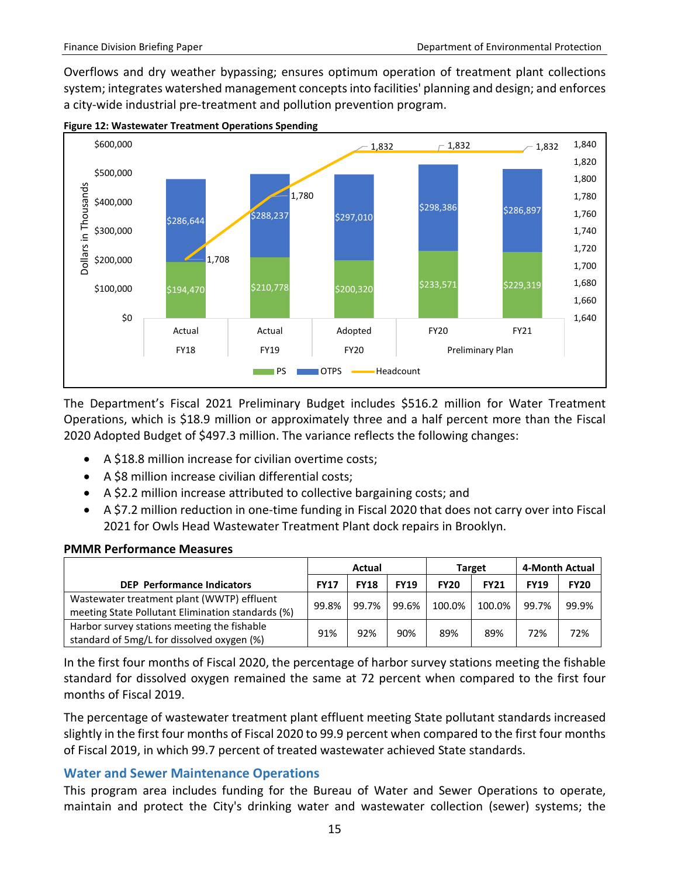Overflows and dry weather bypassing; ensures optimum operation of treatment plant collections system; integrates watershed management concepts into facilities' planning and design; and enforces a city-wide industrial pre-treatment and pollution prevention program.

**Figure 12: Wastewater Treatment Operations Spending**

| | Actual FY18 | Actual FY19 | Adopted FY20 | Preliminary Plan FY20 | Preliminary Plan FY21 |
|---|---|---|---|---|---|
| PS | $194,470 | $210,778 | $200,320 | $233,571 | $229,319 |
| OTPS | $286,644 | $288,237 | $297,010 | $298,386 | $286,897 |
| Headcount | 1,708 | 1,780 | 1,832 | 1,832 | 1,832 |

Dollars in Thousands

The Department's Fiscal 2021 Preliminary Budget includes $516.2 million for Water Treatment Operations, which is $18.9 million or approximately three and a half percent more than the Fiscal 2020 Adopted Budget of $497.3 million. The variance reflects the following changes:

- A $18.8 million increase for civilian overtime costs;
- A $8 million increase civilian differential costs;
- A $2.2 million increase attributed to collective bargaining costs; and
- A $7.2 million reduction in one-time funding in Fiscal 2020 that does not carry over into Fiscal 2021 for Owls Head Wastewater Treatment Plant dock repairs in Brooklyn.

**PMMR Performance Measures**

| DEP Performance Indicators | Actual | | | Target | | 4-Month Actual | |
|---|---|---|---|---|---|---|---|
| | FY17 | FY18 | FY19 | FY20 | FY21 | FY19 | FY20 |
| Wastewater treatment plant (WWTP) effluent meeting State Pollutant Elimination standards (%) | 99.8% | 99.7% | 99.6% | 100.0% | 100.0% | 99.7% | 99.9% |
| Harbor survey stations meeting the fishable standard of 5mg/L for dissolved oxygen (%) | 91% | 92% | 90% | 89% | 89% | 72% | 72% |

In the first four months of Fiscal 2020, the percentage of harbor survey stations meeting the fishable standard for dissolved oxygen remained the same at 72 percent when compared to the first four months of Fiscal 2019.

The percentage of wastewater treatment plant effluent meeting State pollutant standards increased slightly in the first four months of Fiscal 2020 to 99.9 percent when compared to the first four months of Fiscal 2019, in which 99.7 percent of treated wastewater achieved State standards.

## Water and Sewer Maintenance Operations

This program area includes funding for the Bureau of Water and Sewer Operations to operate, maintain and protect the City's drinking water and wastewater collection (sewer) systems; the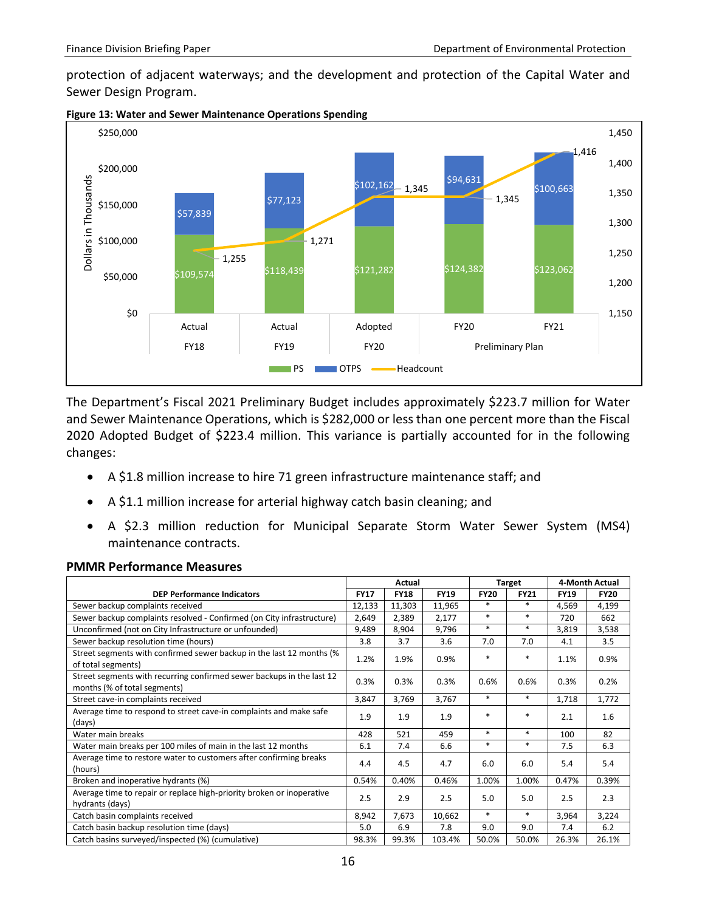protection of adjacent waterways; and the development and protection of the Capital Water and Sewer Design Program.

**Figure 13: Water and Sewer Maintenance Operations Spending**

| | Actual FY18 | Actual FY19 | Adopted FY20 | FY20 Preliminary Plan | FY21 Preliminary Plan |
|---|---|---|---|---|---|
| PS | $109,574 | $118,439 | $121,282 | $124,382 | $123,062 |
| OTPS | $57,839 | $77,123 | $102,162 | $94,631 | $100,663 |
| Headcount | 1,255 | 1,271 | 1,345 | 1,345 | 1,416 |

Dollars in Thousands

The Department's Fiscal 2021 Preliminary Budget includes approximately $223.7 million for Water and Sewer Maintenance Operations, which is $282,000 or less than one percent more than the Fiscal 2020 Adopted Budget of $223.4 million. This variance is partially accounted for in the following changes:

- A $1.8 million increase to hire 71 green infrastructure maintenance staff; and
- A $1.1 million increase for arterial highway catch basin cleaning; and
- A $2.3 million reduction for Municipal Separate Storm Water Sewer System (MS4) maintenance contracts.

### PMMR Performance Measures

| DEP Performance Indicators | Actual | | | Target | | 4-Month Actual | |
|---|---|---|---|---|---|---|---|
| | FY17 | FY18 | FY19 | FY20 | FY21 | FY19 | FY20 |
| Sewer backup complaints received | 12,133 | 11,303 | 11,965 | * | * | 4,569 | 4,199 |
| Sewer backup complaints resolved - Confirmed (on City infrastructure) | 2,649 | 2,389 | 2,177 | * | * | 720 | 662 |
| Unconfirmed (not on City Infrastructure or unfounded) | 9,489 | 8,904 | 9,796 | * | * | 3,819 | 3,538 |
| Sewer backup resolution time (hours) | 3.8 | 3.7 | 3.6 | 7.0 | 7.0 | 4.1 | 3.5 |
| Street segments with confirmed sewer backup in the last 12 months (% of total segments) | 1.2% | 1.9% | 0.9% | * | * | 1.1% | 0.9% |
| Street segments with recurring confirmed sewer backups in the last 12 months (% of total segments) | 0.3% | 0.3% | 0.3% | 0.6% | 0.6% | 0.3% | 0.2% |
| Street cave-in complaints received | 3,847 | 3,769 | 3,767 | * | * | 1,718 | 1,772 |
| Average time to respond to street cave-in complaints and make safe (days) | 1.9 | 1.9 | 1.9 | * | * | 2.1 | 1.6 |
| Water main breaks | 428 | 521 | 459 | * | * | 100 | 82 |
| Water main breaks per 100 miles of main in the last 12 months | 6.1 | 7.4 | 6.6 | * | * | 7.5 | 6.3 |
| Average time to restore water to customers after confirming breaks (hours) | 4.4 | 4.5 | 4.7 | 6.0 | 6.0 | 5.4 | 5.4 |
| Broken and inoperative hydrants (%) | 0.54% | 0.40% | 0.46% | 1.00% | 1.00% | 0.47% | 0.39% |
| Average time to repair or replace high-priority broken or inoperative hydrants (days) | 2.5 | 2.9 | 2.5 | 5.0 | 5.0 | 2.5 | 2.3 |
| Catch basin complaints received | 8,942 | 7,673 | 10,662 | * | * | 3,964 | 3,224 |
| Catch basin backup resolution time (days) | 5.0 | 6.9 | 7.8 | 9.0 | 9.0 | 7.4 | 6.2 |
| Catch basins surveyed/inspected (%) (cumulative) | 98.3% | 99.3% | 103.4% | 50.0% | 50.0% | 26.3% | 26.1% |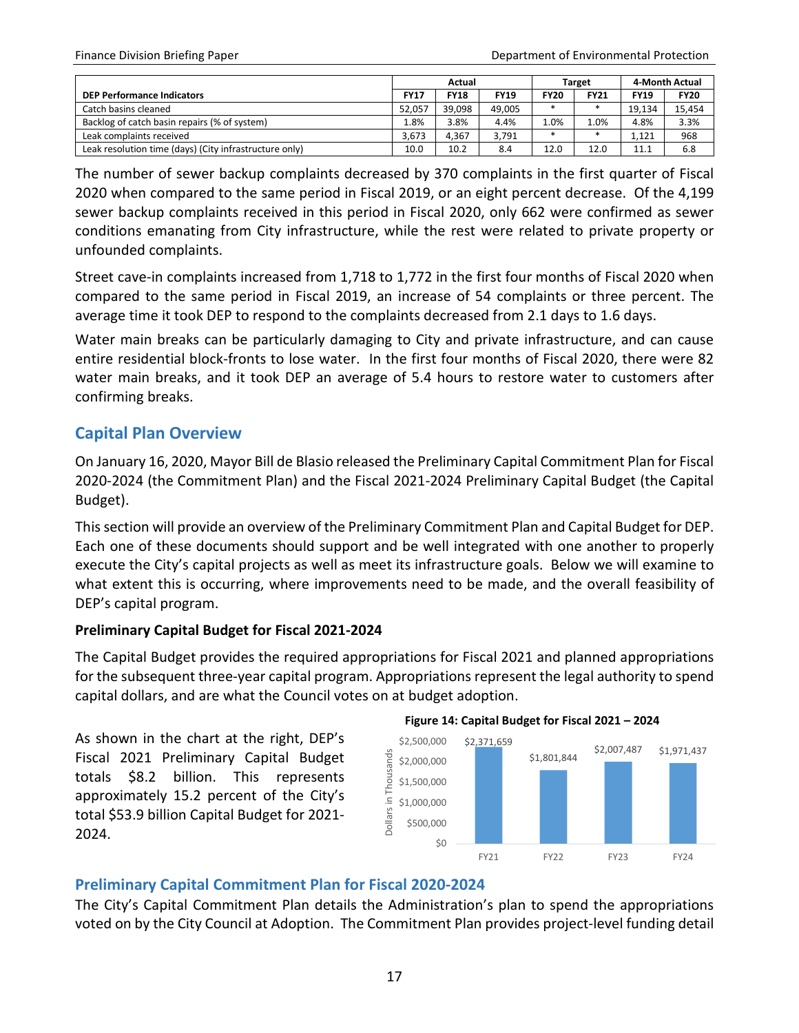| DEP Performance Indicators | Actual | | | Target | | 4-Month Actual | |
|---|---|---|---|---|---|---|---|
| | FY17 | FY18 | FY19 | FY20 | FY21 | FY19 | FY20 |
| Catch basins cleaned | 52,057 | 39,098 | 49,005 | * | * | 19,134 | 15,454 |
| Backlog of catch basin repairs (% of system) | 1.8% | 3.8% | 4.4% | 1.0% | 1.0% | 4.8% | 3.3% |
| Leak complaints received | 3,673 | 4,367 | 3,791 | * | * | 1,121 | 968 |
| Leak resolution time (days) (City infrastructure only) | 10.0 | 10.2 | 8.4 | 12.0 | 12.0 | 11.1 | 6.8 |

The number of sewer backup complaints decreased by 370 complaints in the first quarter of Fiscal 2020 when compared to the same period in Fiscal 2019, or an eight percent decrease. Of the 4,199 sewer backup complaints received in this period in Fiscal 2020, only 662 were confirmed as sewer conditions emanating from City infrastructure, while the rest were related to private property or unfounded complaints.

Street cave-in complaints increased from 1,718 to 1,772 in the first four months of Fiscal 2020 when compared to the same period in Fiscal 2019, an increase of 54 complaints or three percent. The average time it took DEP to respond to the complaints decreased from 2.1 days to 1.6 days.

Water main breaks can be particularly damaging to City and private infrastructure, and can cause entire residential block-fronts to lose water. In the first four months of Fiscal 2020, there were 82 water main breaks, and it took DEP an average of 5.4 hours to restore water to customers after confirming breaks.

## Capital Plan Overview

On January 16, 2020, Mayor Bill de Blasio released the Preliminary Capital Commitment Plan for Fiscal 2020-2024 (the Commitment Plan) and the Fiscal 2021-2024 Preliminary Capital Budget (the Capital Budget).

This section will provide an overview of the Preliminary Commitment Plan and Capital Budget for DEP. Each one of these documents should support and be well integrated with one another to properly execute the City's capital projects as well as meet its infrastructure goals. Below we will examine to what extent this is occurring, where improvements need to be made, and the overall feasibility of DEP's capital program.

### Preliminary Capital Budget for Fiscal 2021-2024

The Capital Budget provides the required appropriations for Fiscal 2021 and planned appropriations for the subsequent three-year capital program. Appropriations represent the legal authority to spend capital dollars, and are what the Council votes on at budget adoption.

As shown in the chart at the right, DEP's Fiscal 2021 Preliminary Capital Budget totals $8.2 billion. This represents approximately 15.2 percent of the City's total $53.9 billion Capital Budget for 2021-2024.

**Figure 14: Capital Budget for Fiscal 2021 – 2024**

| Fiscal Year | Dollars in Thousands |
|---|---|
| FY21 | $2,371,659 |
| FY22 | $1,801,844 |
| FY23 | $2,007,487 |
| FY24 | $1,971,437 |

## Preliminary Capital Commitment Plan for Fiscal 2020-2024

The City's Capital Commitment Plan details the Administration's plan to spend the appropriations voted on by the City Council at Adoption. The Commitment Plan provides project-level funding detail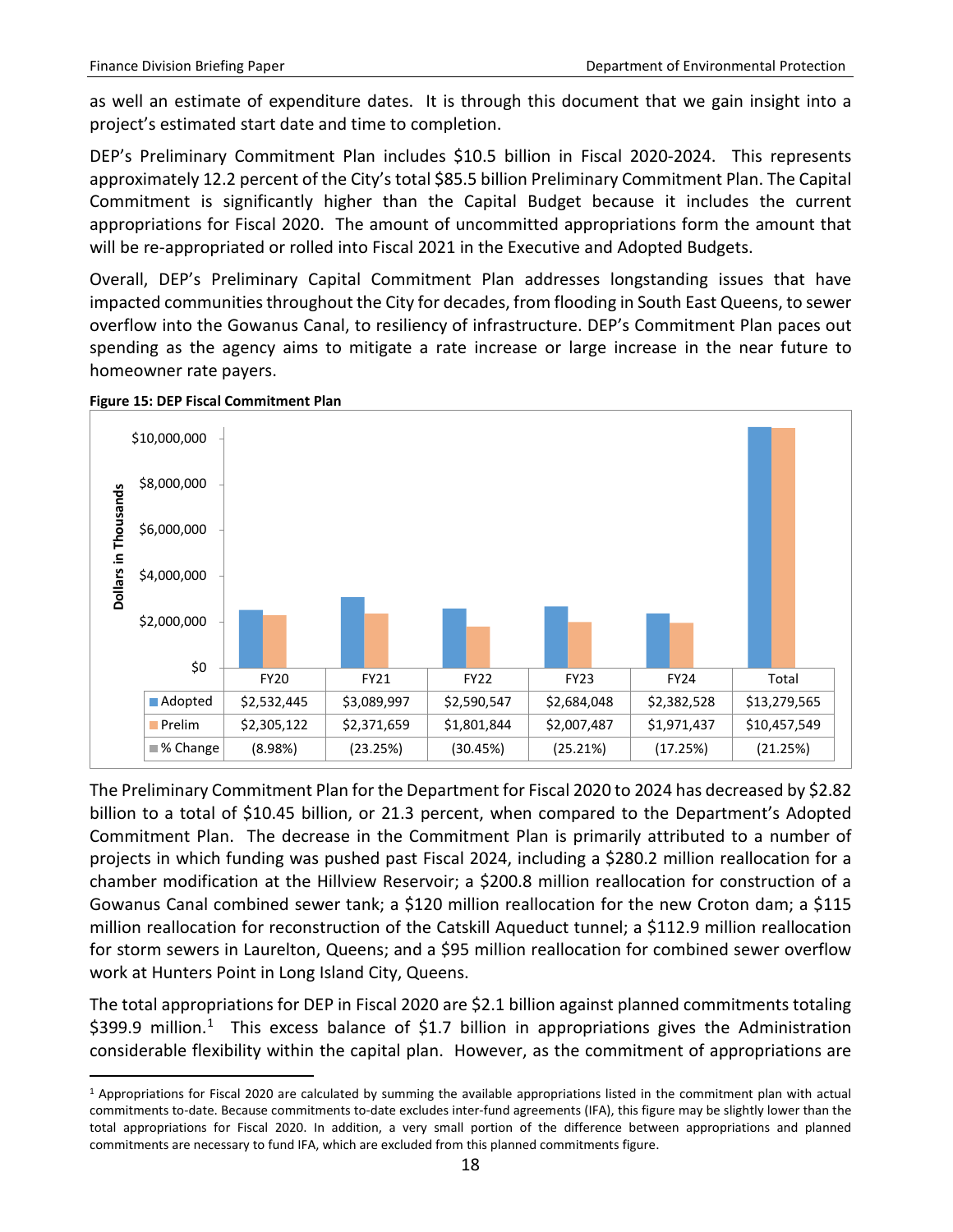as well an estimate of expenditure dates. It is through this document that we gain insight into a project's estimated start date and time to completion.

DEP's Preliminary Commitment Plan includes $10.5 billion in Fiscal 2020-2024. This represents approximately 12.2 percent of the City's total $85.5 billion Preliminary Commitment Plan. The Capital Commitment is significantly higher than the Capital Budget because it includes the current appropriations for Fiscal 2020. The amount of uncommitted appropriations form the amount that will be re-appropriated or rolled into Fiscal 2021 in the Executive and Adopted Budgets.

Overall, DEP's Preliminary Capital Commitment Plan addresses longstanding issues that have impacted communities throughout the City for decades, from flooding in South East Queens, to sewer overflow into the Gowanus Canal, to resiliency of infrastructure. DEP's Commitment Plan paces out spending as the agency aims to mitigate a rate increase or large increase in the near future to homeowner rate payers.

**Figure 15: DEP Fiscal Commitment Plan**

Dollars in Thousands

| | FY20 | FY21 | FY22 | FY23 | FY24 | Total |
|---|---|---|---|---|---|---|
| Adopted | $2,532,445 | $3,089,997 | $2,590,547 | $2,684,048 | $2,382,528 | $13,279,565 |
| Prelim | $2,305,122 | $2,371,659 | $1,801,844 | $2,007,487 | $1,971,437 | $10,457,549 |
| % Change | (8.98%) | (23.25%) | (30.45%) | (25.21%) | (17.25%) | (21.25%) |

The Preliminary Commitment Plan for the Department for Fiscal 2020 to 2024 has decreased by $2.82 billion to a total of $10.45 billion, or 21.3 percent, when compared to the Department's Adopted Commitment Plan. The decrease in the Commitment Plan is primarily attributed to a number of projects in which funding was pushed past Fiscal 2024, including a $280.2 million reallocation for a chamber modification at the Hillview Reservoir; a $200.8 million reallocation for construction of a Gowanus Canal combined sewer tank; a $120 million reallocation for the new Croton dam; a $115 million reallocation for reconstruction of the Catskill Aqueduct tunnel; a $112.9 million reallocation for storm sewers in Laurelton, Queens; and a $95 million reallocation for combined sewer overflow work at Hunters Point in Long Island City, Queens.

The total appropriations for DEP in Fiscal 2020 are $2.1 billion against planned commitments totaling $399.9 million.[1] This excess balance of $1.7 billion in appropriations gives the Administration considerable flexibility within the capital plan. However, as the commitment of appropriations are

[1] Appropriations for Fiscal 2020 are calculated by summing the available appropriations listed in the commitment plan with actual commitments to-date. Because commitments to-date excludes inter-fund agreements (IFA), this figure may be slightly lower than the total appropriations for Fiscal 2020. In addition, a very small portion of the difference between appropriations and planned commitments are necessary to fund IFA, which are excluded from this planned commitments figure.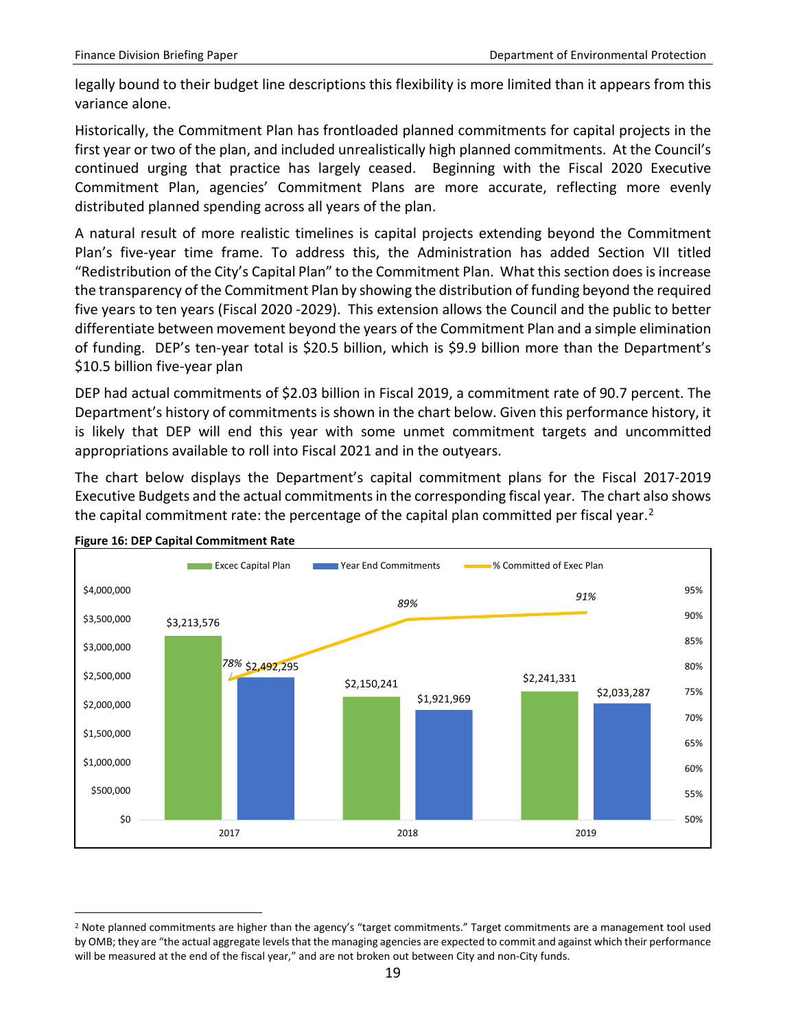legally bound to their budget line descriptions this flexibility is more limited than it appears from this variance alone.

Historically, the Commitment Plan has frontloaded planned commitments for capital projects in the first year or two of the plan, and included unrealistically high planned commitments. At the Council's continued urging that practice has largely ceased. Beginning with the Fiscal 2020 Executive Commitment Plan, agencies' Commitment Plans are more accurate, reflecting more evenly distributed planned spending across all years of the plan.

A natural result of more realistic timelines is capital projects extending beyond the Commitment Plan's five-year time frame. To address this, the Administration has added Section VII titled "Redistribution of the City's Capital Plan" to the Commitment Plan. What this section does is increase the transparency of the Commitment Plan by showing the distribution of funding beyond the required five years to ten years (Fiscal 2020 -2029). This extension allows the Council and the public to better differentiate between movement beyond the years of the Commitment Plan and a simple elimination of funding. DEP's ten-year total is $20.5 billion, which is $9.9 billion more than the Department's $10.5 billion five-year plan

DEP had actual commitments of $2.03 billion in Fiscal 2019, a commitment rate of 90.7 percent. The Department's history of commitments is shown in the chart below. Given this performance history, it is likely that DEP will end this year with some unmet commitment targets and uncommitted appropriations available to roll into Fiscal 2021 and in the outyears.

The chart below displays the Department's capital commitment plans for the Fiscal 2017-2019 Executive Budgets and the actual commitments in the corresponding fiscal year. The chart also shows the capital commitment rate: the percentage of the capital plan committed per fiscal year.[2]

**Figure 16: DEP Capital Commitment Rate**

| | Excec Capital Plan | Year End Commitments | % Committed of Exec Plan |
|---|---|---|---|
| 2017 | $3,213,576 | $2,492,295 | 78% |
| 2018 | $2,150,241 | $1,921,969 | 89% |
| 2019 | $2,241,331 | $2,033,287 | 91% |

[2] Note planned commitments are higher than the agency's "target commitments." Target commitments are a management tool used by OMB; they are "the actual aggregate levels that the managing agencies are expected to commit and against which their performance will be measured at the end of the fiscal year," and are not broken out between City and non-City funds.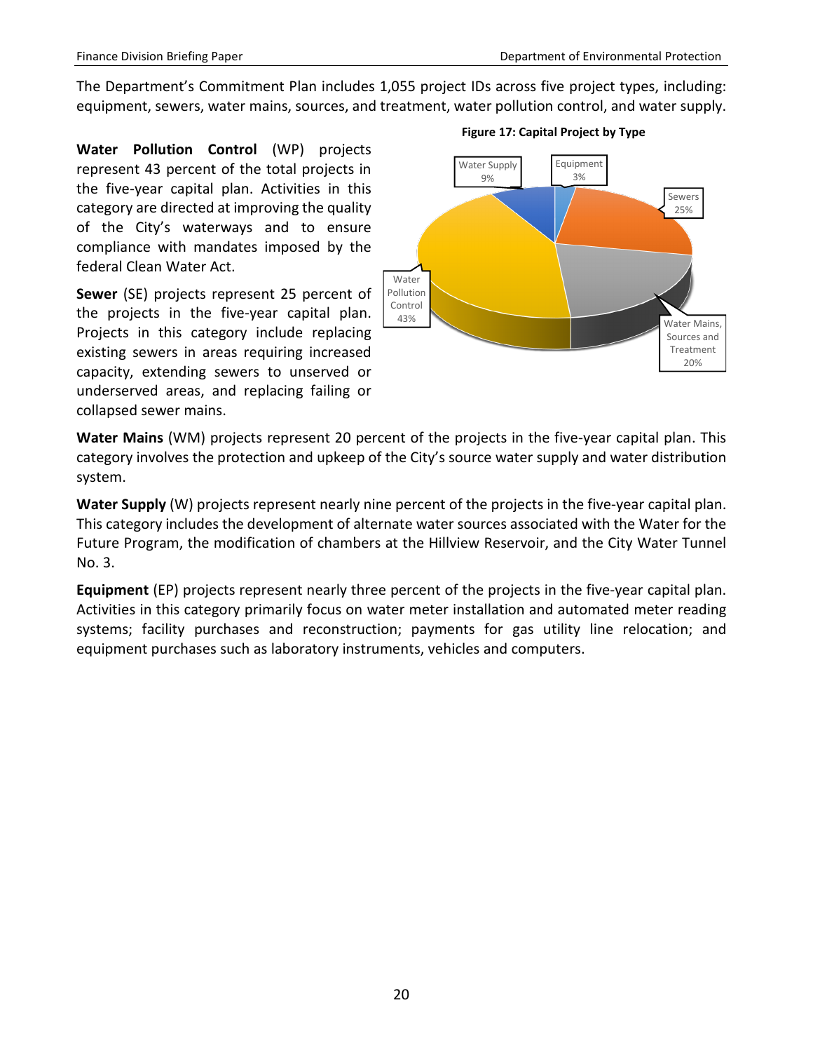The Department's Commitment Plan includes 1,055 project IDs across five project types, including: equipment, sewers, water mains, sources, and treatment, water pollution control, and water supply.

**Figure 17: Capital Project by Type**

| Type | Percent |
|---|---|
| Water Pollution Control | 43% |
| Sewers | 25% |
| Water Mains, Sources and Treatment | 20% |
| Water Supply | 9% |
| Equipment | 3% |

**Water Pollution Control** (WP) projects represent 43 percent of the total projects in the five-year capital plan. Activities in this category are directed at improving the quality of the City's waterways and to ensure compliance with mandates imposed by the federal Clean Water Act.

**Sewer** (SE) projects represent 25 percent of the projects in the five-year capital plan. Projects in this category include replacing existing sewers in areas requiring increased capacity, extending sewers to unserved or underserved areas, and replacing failing or collapsed sewer mains.

**Water Mains** (WM) projects represent 20 percent of the projects in the five-year capital plan. This category involves the protection and upkeep of the City's source water supply and water distribution system.

**Water Supply** (W) projects represent nearly nine percent of the projects in the five-year capital plan. This category includes the development of alternate water sources associated with the Water for the Future Program, the modification of chambers at the Hillview Reservoir, and the City Water Tunnel No. 3.

**Equipment** (EP) projects represent nearly three percent of the projects in the five-year capital plan. Activities in this category primarily focus on water meter installation and automated meter reading systems; facility purchases and reconstruction; payments for gas utility line relocation; and equipment purchases such as laboratory instruments, vehicles and computers.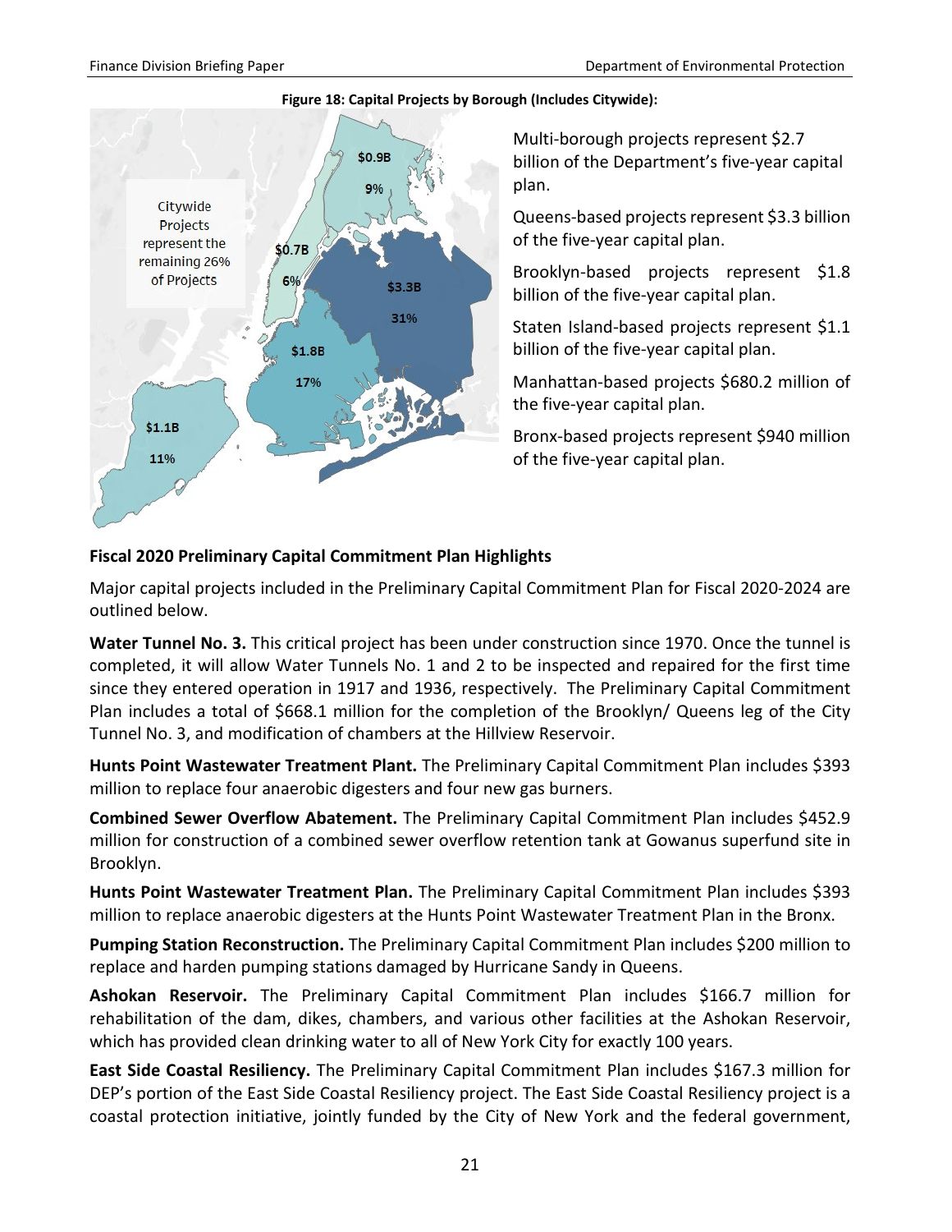**Figure 18: Capital Projects by Borough (Includes Citywide):**

Citywide Projects represent the remaining 26% of Projects

$0.9B 9%

$0.7B 6%

$3.3B 31%

$1.8B 17%

$1.1B 11%

Multi-borough projects represent $2.7 billion of the Department's five-year capital plan.

Queens-based projects represent $3.3 billion of the five-year capital plan.

Brooklyn-based projects represent $1.8 billion of the five-year capital plan.

Staten Island-based projects represent $1.1 billion of the five-year capital plan.

Manhattan-based projects $680.2 million of the five-year capital plan.

Bronx-based projects represent $940 million of the five-year capital plan.

### Fiscal 2020 Preliminary Capital Commitment Plan Highlights

Major capital projects included in the Preliminary Capital Commitment Plan for Fiscal 2020-2024 are outlined below.

**Water Tunnel No. 3.** This critical project has been under construction since 1970. Once the tunnel is completed, it will allow Water Tunnels No. 1 and 2 to be inspected and repaired for the first time since they entered operation in 1917 and 1936, respectively. The Preliminary Capital Commitment Plan includes a total of $668.1 million for the completion of the Brooklyn/ Queens leg of the City Tunnel No. 3, and modification of chambers at the Hillview Reservoir.

**Hunts Point Wastewater Treatment Plant.** The Preliminary Capital Commitment Plan includes $393 million to replace four anaerobic digesters and four new gas burners.

**Combined Sewer Overflow Abatement.** The Preliminary Capital Commitment Plan includes $452.9 million for construction of a combined sewer overflow retention tank at Gowanus superfund site in Brooklyn.

**Hunts Point Wastewater Treatment Plan.** The Preliminary Capital Commitment Plan includes $393 million to replace anaerobic digesters at the Hunts Point Wastewater Treatment Plan in the Bronx.

**Pumping Station Reconstruction.** The Preliminary Capital Commitment Plan includes $200 million to replace and harden pumping stations damaged by Hurricane Sandy in Queens.

**Ashokan Reservoir.** The Preliminary Capital Commitment Plan includes $166.7 million for rehabilitation of the dam, dikes, chambers, and various other facilities at the Ashokan Reservoir, which has provided clean drinking water to all of New York City for exactly 100 years.

**East Side Coastal Resiliency.** The Preliminary Capital Commitment Plan includes $167.3 million for DEP's portion of the East Side Coastal Resiliency project. The East Side Coastal Resiliency project is a coastal protection initiative, jointly funded by the City of New York and the federal government,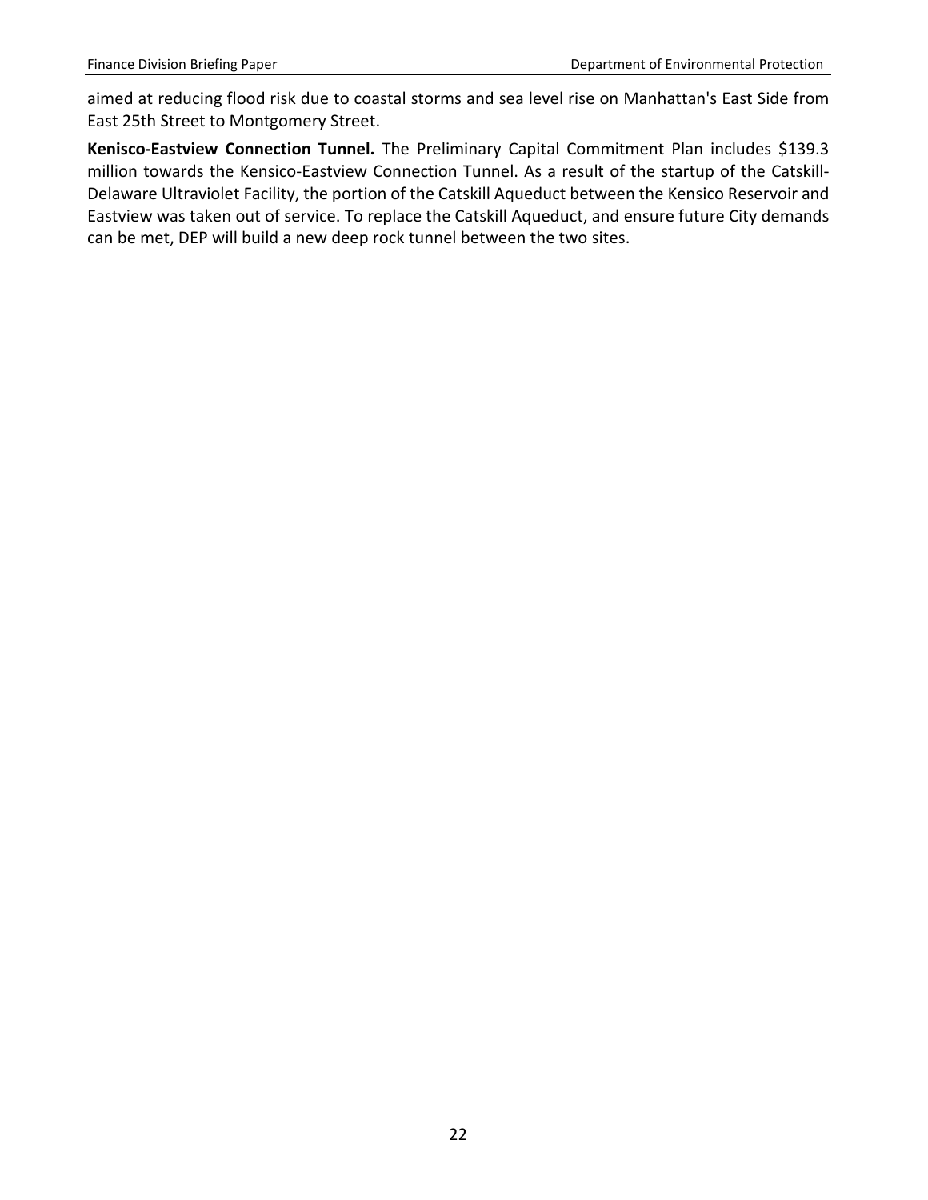aimed at reducing flood risk due to coastal storms and sea level rise on Manhattan's East Side from East 25th Street to Montgomery Street.

**Kenisco-Eastview Connection Tunnel.** The Preliminary Capital Commitment Plan includes $139.3 million towards the Kensico-Eastview Connection Tunnel. As a result of the startup of the Catskill-Delaware Ultraviolet Facility, the portion of the Catskill Aqueduct between the Kensico Reservoir and Eastview was taken out of service. To replace the Catskill Aqueduct, and ensure future City demands can be met, DEP will build a new deep rock tunnel between the two sites.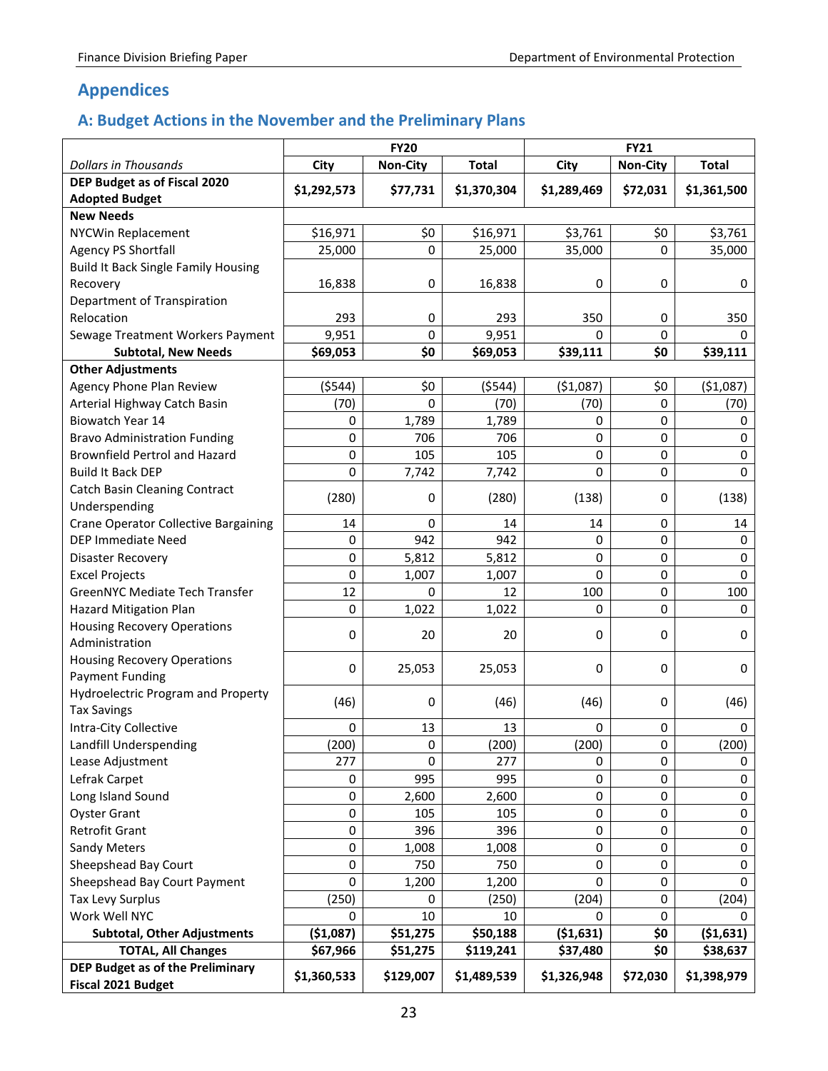## Appendices

### A: Budget Actions in the November and the Preliminary Plans

| *Dollars in Thousands* | FY20 | | | FY21 | | |
|---|---|---|---|---|---|---|
| | **City** | **Non-City** | **Total** | **City** | **Non-City** | **Total** |
| **DEP Budget as of Fiscal 2020 Adopted Budget** | **$1,292,573** | **$77,731** | **$1,370,304** | **$1,289,469** | **$72,031** | **$1,361,500** |
| **New Needs** | | | | | | |
| NYCWin Replacement | $16,971 | $0 | $16,971 | $3,761 | $0 | $3,761 |
| Agency PS Shortfall | 25,000 | 0 | 25,000 | 35,000 | 0 | 35,000 |
| Build It Back Single Family Housing Recovery | 16,838 | 0 | 16,838 | 0 | 0 | 0 |
| Department of Transpiration Relocation | 293 | 0 | 293 | 350 | 0 | 350 |
| Sewage Treatment Workers Payment | 9,951 | 0 | 9,951 | 0 | 0 | 0 |
| **Subtotal, New Needs** | **$69,053** | **$0** | **$69,053** | **$39,111** | **$0** | **$39,111** |
| **Other Adjustments** | | | | | | |
| Agency Phone Plan Review | ($544) | $0 | ($544) | ($1,087) | $0 | ($1,087) |
| Arterial Highway Catch Basin | (70) | 0 | (70) | (70) | 0 | (70) |
| Biowatch Year 14 | 0 | 1,789 | 1,789 | 0 | 0 | 0 |
| Bravo Administration Funding | 0 | 706 | 706 | 0 | 0 | 0 |
| Brownfield Pertrol and Hazard | 0 | 105 | 105 | 0 | 0 | 0 |
| Build It Back DEP | 0 | 7,742 | 7,742 | 0 | 0 | 0 |
| Catch Basin Cleaning Contract Underspending | (280) | 0 | (280) | (138) | 0 | (138) |
| Crane Operator Collective Bargaining | 14 | 0 | 14 | 14 | 0 | 14 |
| DEP Immediate Need | 0 | 942 | 942 | 0 | 0 | 0 |
| Disaster Recovery | 0 | 5,812 | 5,812 | 0 | 0 | 0 |
| Excel Projects | 0 | 1,007 | 1,007 | 0 | 0 | 0 |
| GreenNYC Mediate Tech Transfer | 12 | 0 | 12 | 100 | 0 | 100 |
| Hazard Mitigation Plan | 0 | 1,022 | 1,022 | 0 | 0 | 0 |
| Housing Recovery Operations Administration | 0 | 20 | 20 | 0 | 0 | 0 |
| Housing Recovery Operations Payment Funding | 0 | 25,053 | 25,053 | 0 | 0 | 0 |
| Hydroelectric Program and Property Tax Savings | (46) | 0 | (46) | (46) | 0 | (46) |
| Intra-City Collective | 0 | 13 | 13 | 0 | 0 | 0 |
| Landfill Underspending | (200) | 0 | (200) | (200) | 0 | (200) |
| Lease Adjustment | 277 | 0 | 277 | 0 | 0 | 0 |
| Lefrak Carpet | 0 | 995 | 995 | 0 | 0 | 0 |
| Long Island Sound | 0 | 2,600 | 2,600 | 0 | 0 | 0 |
| Oyster Grant | 0 | 105 | 105 | 0 | 0 | 0 |
| Retrofit Grant | 0 | 396 | 396 | 0 | 0 | 0 |
| Sandy Meters | 0 | 1,008 | 1,008 | 0 | 0 | 0 |
| Sheepshead Bay Court | 0 | 750 | 750 | 0 | 0 | 0 |
| Sheepshead Bay Court Payment | 0 | 1,200 | 1,200 | 0 | 0 | 0 |
| Tax Levy Surplus | (250) | 0 | (250) | (204) | 0 | (204) |
| Work Well NYC | 0 | 10 | 10 | 0 | 0 | 0 |
| **Subtotal, Other Adjustments** | **($1,087)** | **$51,275** | **$50,188** | **($1,631)** | **$0** | **($1,631)** |
| **TOTAL, All Changes** | **$67,966** | **$51,275** | **$119,241** | **$37,480** | **$0** | **$38,637** |
| **DEP Budget as of the Preliminary Fiscal 2021 Budget** | **$1,360,533** | **$129,007** | **$1,489,539** | **$1,326,948** | **$72,030** | **$1,398,979** |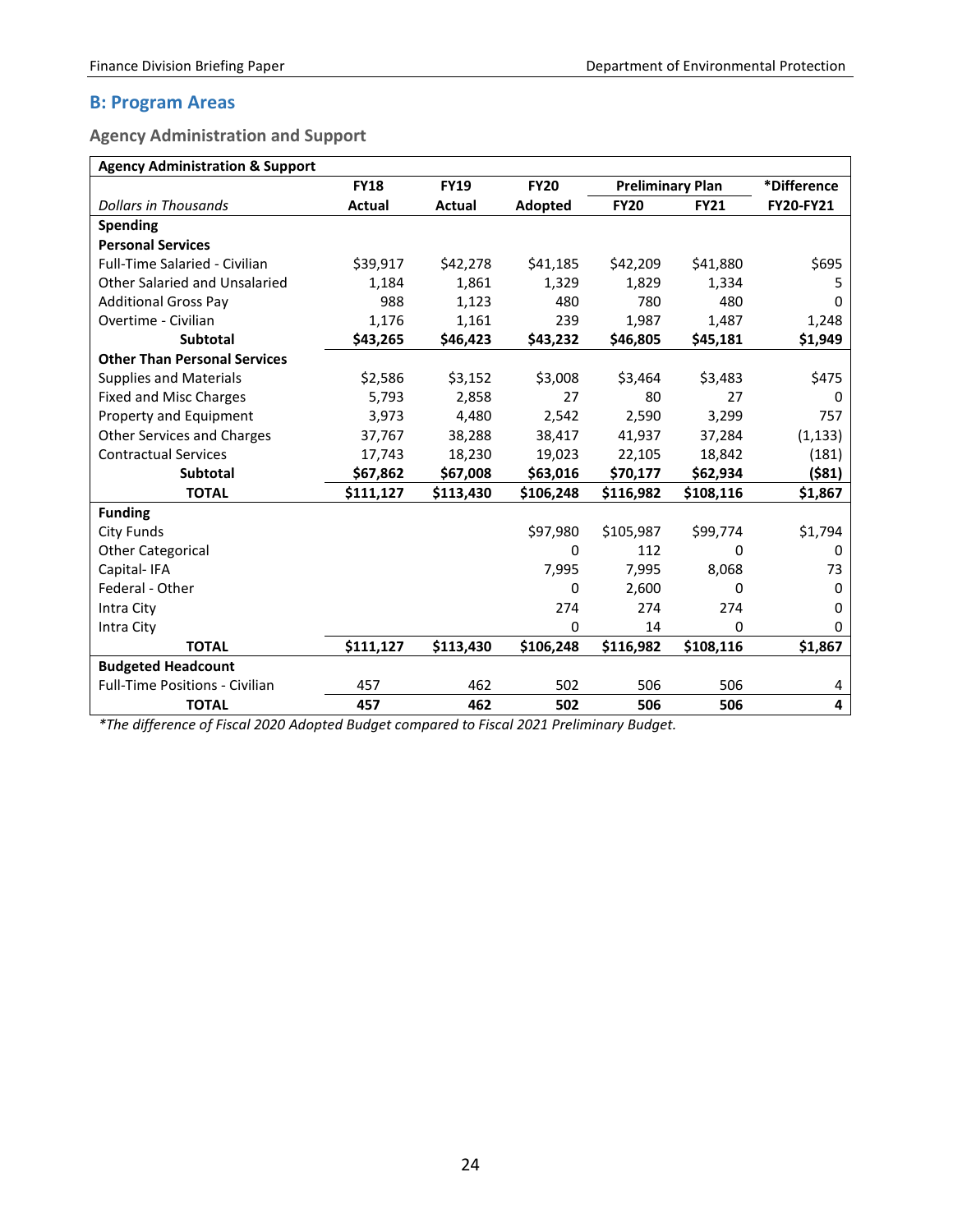## B: Program Areas

### Agency Administration and Support

| Agency Administration & Support | FY18 | FY19 | FY20 | Preliminary Plan | | *Difference |
|---|---|---|---|---|---|---|
| *Dollars in Thousands* | Actual | Actual | Adopted | FY20 | FY21 | FY20-FY21 |
| **Spending** | | | | | | |
| **Personal Services** | | | | | | |
| Full-Time Salaried - Civilian | $39,917 | $42,278 | $41,185 | $42,209 | $41,880 | $695 |
| Other Salaried and Unsalaried | 1,184 | 1,861 | 1,329 | 1,829 | 1,334 | 5 |
| Additional Gross Pay | 988 | 1,123 | 480 | 780 | 480 | 0 |
| Overtime - Civilian | 1,176 | 1,161 | 239 | 1,987 | 1,487 | 1,248 |
| **Subtotal** | **$43,265** | **$46,423** | **$43,232** | **$46,805** | **$45,181** | **$1,949** |
| **Other Than Personal Services** | | | | | | |
| Supplies and Materials | $2,586 | $3,152 | $3,008 | $3,464 | $3,483 | $475 |
| Fixed and Misc Charges | 5,793 | 2,858 | 27 | 80 | 27 | 0 |
| Property and Equipment | 3,973 | 4,480 | 2,542 | 2,590 | 3,299 | 757 |
| Other Services and Charges | 37,767 | 38,288 | 38,417 | 41,937 | 37,284 | (1,133) |
| Contractual Services | 17,743 | 18,230 | 19,023 | 22,105 | 18,842 | (181) |
| **Subtotal** | **$67,862** | **$67,008** | **$63,016** | **$70,177** | **$62,934** | **($81)** |
| **TOTAL** | **$111,127** | **$113,430** | **$106,248** | **$116,982** | **$108,116** | **$1,867** |
| **Funding** | | | | | | |
| City Funds | | | $97,980 | $105,987 | $99,774 | $1,794 |
| Other Categorical | | | 0 | 112 | 0 | 0 |
| Capital- IFA | | | 7,995 | 7,995 | 8,068 | 73 |
| Federal - Other | | | 0 | 2,600 | 0 | 0 |
| Intra City | | | 274 | 274 | 274 | 0 |
| Intra City | | | 0 | 14 | 0 | 0 |
| **TOTAL** | **$111,127** | **$113,430** | **$106,248** | **$116,982** | **$108,116** | **$1,867** |
| **Budgeted Headcount** | | | | | | |
| Full-Time Positions - Civilian | 457 | 462 | 502 | 506 | 506 | 4 |
| **TOTAL** | **457** | **462** | **502** | **506** | **506** | **4** |

*\*The difference of Fiscal 2020 Adopted Budget compared to Fiscal 2021 Preliminary Budget.*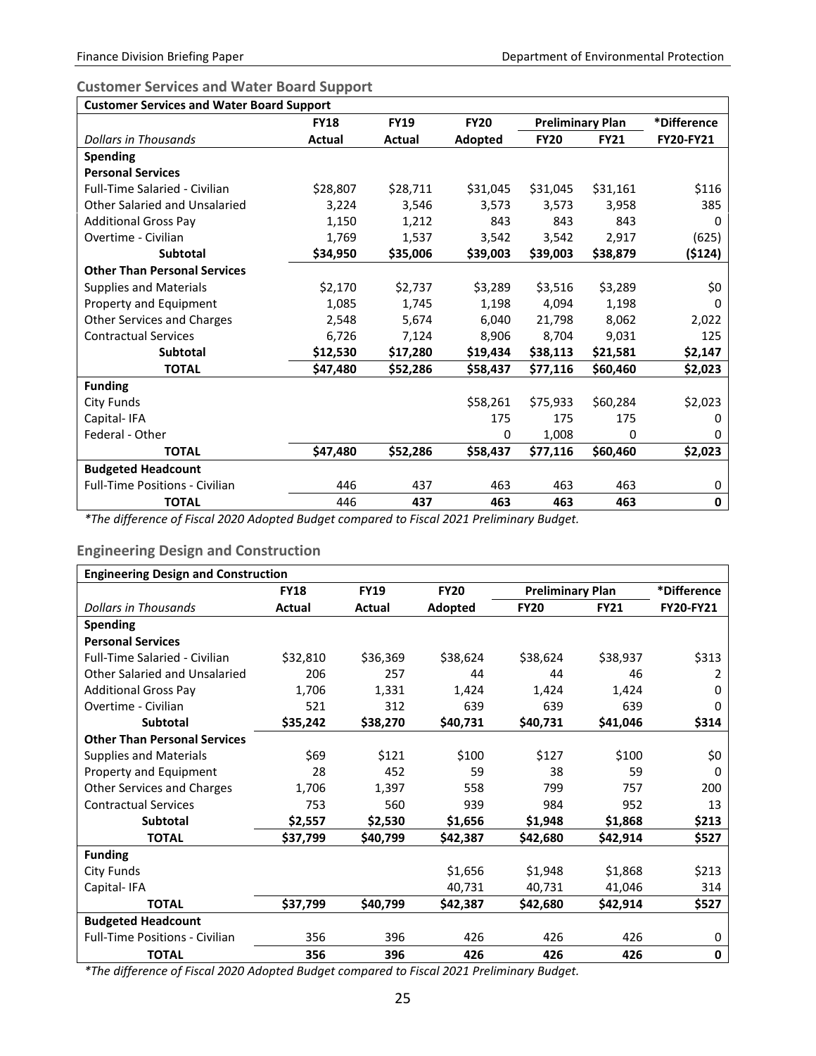## Customer Services and Water Board Support

| Customer Services and Water Board Support | | | | | | |
|---|---|---|---|---|---|---|
| | **FY18** | **FY19** | **FY20** | **Preliminary Plan** | | ***Difference** |
| *Dollars in Thousands* | **Actual** | **Actual** | **Adopted** | **FY20** | **FY21** | **FY20-FY21** |
| **Spending** | | | | | | |
| **Personal Services** | | | | | | |
| Full-Time Salaried - Civilian | $28,807 | $28,711 | $31,045 | $31,045 | $31,161 | $116 |
| Other Salaried and Unsalaried | 3,224 | 3,546 | 3,573 | 3,573 | 3,958 | 385 |
| Additional Gross Pay | 1,150 | 1,212 | 843 | 843 | 843 | 0 |
| Overtime - Civilian | 1,769 | 1,537 | 3,542 | 3,542 | 2,917 | (625) |
| **Subtotal** | **$34,950** | **$35,006** | **$39,003** | **$39,003** | **$38,879** | **($124)** |
| **Other Than Personal Services** | | | | | | |
| Supplies and Materials | $2,170 | $2,737 | $3,289 | $3,516 | $3,289 | $0 |
| Property and Equipment | 1,085 | 1,745 | 1,198 | 4,094 | 1,198 | 0 |
| Other Services and Charges | 2,548 | 5,674 | 6,040 | 21,798 | 8,062 | 2,022 |
| Contractual Services | 6,726 | 7,124 | 8,906 | 8,704 | 9,031 | 125 |
| **Subtotal** | **$12,530** | **$17,280** | **$19,434** | **$38,113** | **$21,581** | **$2,147** |
| **TOTAL** | **$47,480** | **$52,286** | **$58,437** | **$77,116** | **$60,460** | **$2,023** |
| **Funding** | | | | | | |
| City Funds | | | $58,261 | $75,933 | $60,284 | $2,023 |
| Capital- IFA | | | 175 | 175 | 175 | 0 |
| Federal - Other | | | 0 | 1,008 | 0 | 0 |
| **TOTAL** | **$47,480** | **$52,286** | **$58,437** | **$77,116** | **$60,460** | **$2,023** |
| **Budgeted Headcount** | | | | | | |
| Full-Time Positions - Civilian | 446 | 437 | 463 | 463 | 463 | 0 |
| **TOTAL** | 446 | **437** | **463** | **463** | **463** | **0** |

*\*The difference of Fiscal 2020 Adopted Budget compared to Fiscal 2021 Preliminary Budget.*

## Engineering Design and Construction

| Engineering Design and Construction | | | | | | |
|---|---|---|---|---|---|---|
| | **FY18** | **FY19** | **FY20** | **Preliminary Plan** | | ***Difference** |
| *Dollars in Thousands* | **Actual** | **Actual** | **Adopted** | **FY20** | **FY21** | **FY20-FY21** |
| **Spending** | | | | | | |
| **Personal Services** | | | | | | |
| Full-Time Salaried - Civilian | $32,810 | $36,369 | $38,624 | $38,624 | $38,937 | $313 |
| Other Salaried and Unsalaried | 206 | 257 | 44 | 44 | 46 | 2 |
| Additional Gross Pay | 1,706 | 1,331 | 1,424 | 1,424 | 1,424 | 0 |
| Overtime - Civilian | 521 | 312 | 639 | 639 | 639 | 0 |
| **Subtotal** | **$35,242** | **$38,270** | **$40,731** | **$40,731** | **$41,046** | **$314** |
| **Other Than Personal Services** | | | | | | |
| Supplies and Materials | $69 | $121 | $100 | $127 | $100 | $0 |
| Property and Equipment | 28 | 452 | 59 | 38 | 59 | 0 |
| Other Services and Charges | 1,706 | 1,397 | 558 | 799 | 757 | 200 |
| Contractual Services | 753 | 560 | 939 | 984 | 952 | 13 |
| **Subtotal** | **$2,557** | **$2,530** | **$1,656** | **$1,948** | **$1,868** | **$213** |
| **TOTAL** | **$37,799** | **$40,799** | **$42,387** | **$42,680** | **$42,914** | **$527** |
| **Funding** | | | | | | |
| City Funds | | | $1,656 | $1,948 | $1,868 | $213 |
| Capital- IFA | | | 40,731 | 40,731 | 41,046 | 314 |
| **TOTAL** | **$37,799** | **$40,799** | **$42,387** | **$42,680** | **$42,914** | **$527** |
| **Budgeted Headcount** | | | | | | |
| Full-Time Positions - Civilian | 356 | 396 | 426 | 426 | 426 | 0 |
| **TOTAL** | **356** | **396** | **426** | **426** | **426** | **0** |

*\*The difference of Fiscal 2020 Adopted Budget compared to Fiscal 2021 Preliminary Budget.*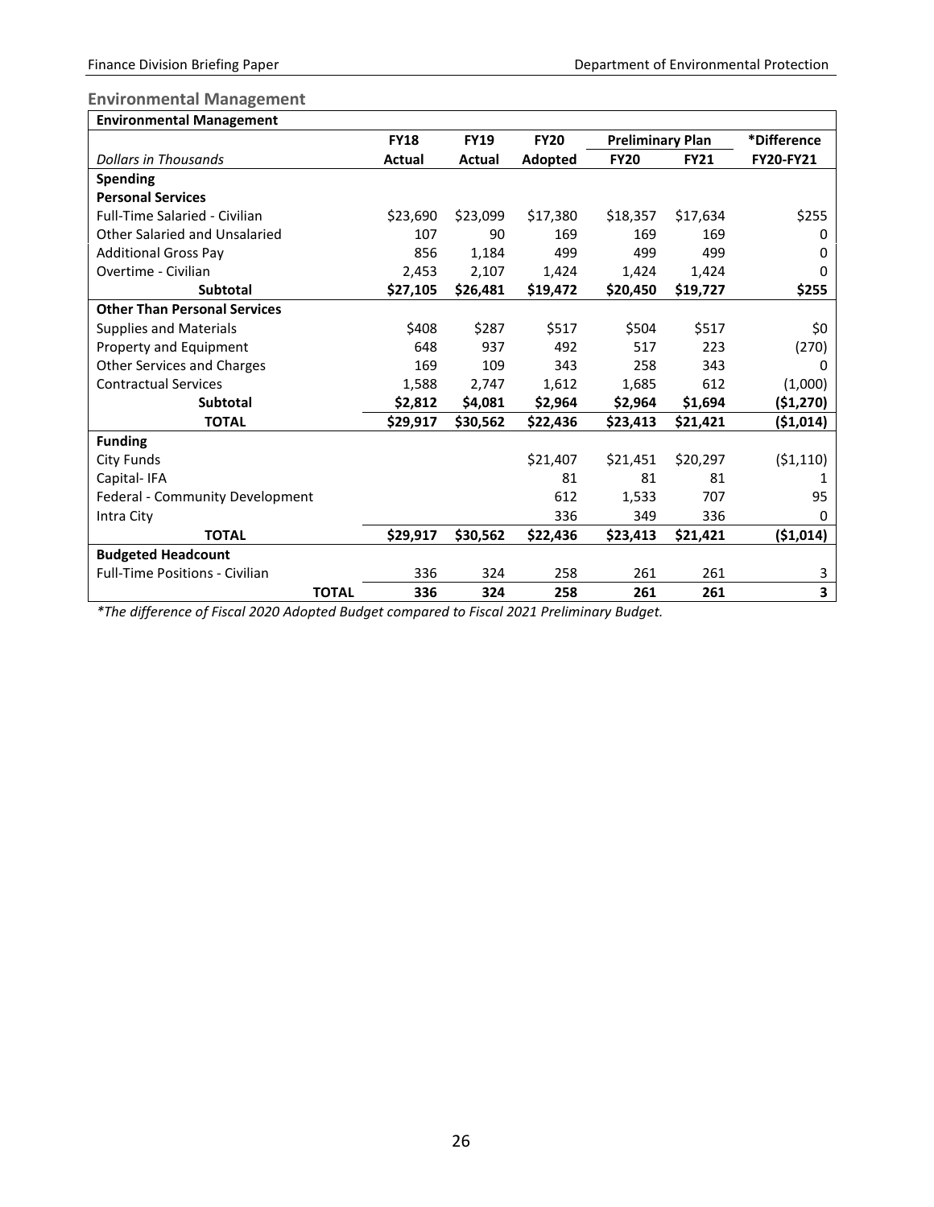## Environmental Management

| Environmental Management | | | | | | |
|---|---|---|---|---|---|---|
| | FY18 | FY19 | FY20 | Preliminary Plan | | *Difference |
| *Dollars in Thousands* | Actual | Actual | Adopted | FY20 | FY21 | FY20-FY21 |
| **Spending** | | | | | | |
| **Personal Services** | | | | | | |
| Full-Time Salaried - Civilian | $23,690 | $23,099 | $17,380 | $18,357 | $17,634 | $255 |
| Other Salaried and Unsalaried | 107 | 90 | 169 | 169 | 169 | 0 |
| Additional Gross Pay | 856 | 1,184 | 499 | 499 | 499 | 0 |
| Overtime - Civilian | 2,453 | 2,107 | 1,424 | 1,424 | 1,424 | 0 |
| **Subtotal** | **$27,105** | **$26,481** | **$19,472** | **$20,450** | **$19,727** | **$255** |
| **Other Than Personal Services** | | | | | | |
| Supplies and Materials | $408 | $287 | $517 | $504 | $517 | $0 |
| Property and Equipment | 648 | 937 | 492 | 517 | 223 | (270) |
| Other Services and Charges | 169 | 109 | 343 | 258 | 343 | 0 |
| Contractual Services | 1,588 | 2,747 | 1,612 | 1,685 | 612 | (1,000) |
| **Subtotal** | **$2,812** | **$4,081** | **$2,964** | **$2,964** | **$1,694** | **($1,270)** |
| **TOTAL** | **$29,917** | **$30,562** | **$22,436** | **$23,413** | **$21,421** | **($1,014)** |
| **Funding** | | | | | | |
| City Funds | | | $21,407 | $21,451 | $20,297 | ($1,110) |
| Capital- IFA | | | 81 | 81 | 81 | 1 |
| Federal - Community Development | | | 612 | 1,533 | 707 | 95 |
| Intra City | | | 336 | 349 | 336 | 0 |
| **TOTAL** | **$29,917** | **$30,562** | **$22,436** | **$23,413** | **$21,421** | **($1,014)** |
| **Budgeted Headcount** | | | | | | |
| Full-Time Positions - Civilian | 336 | 324 | 258 | 261 | 261 | 3 |
| **TOTAL** | **336** | **324** | **258** | **261** | **261** | **3** |

*\*The difference of Fiscal 2020 Adopted Budget compared to Fiscal 2021 Preliminary Budget.*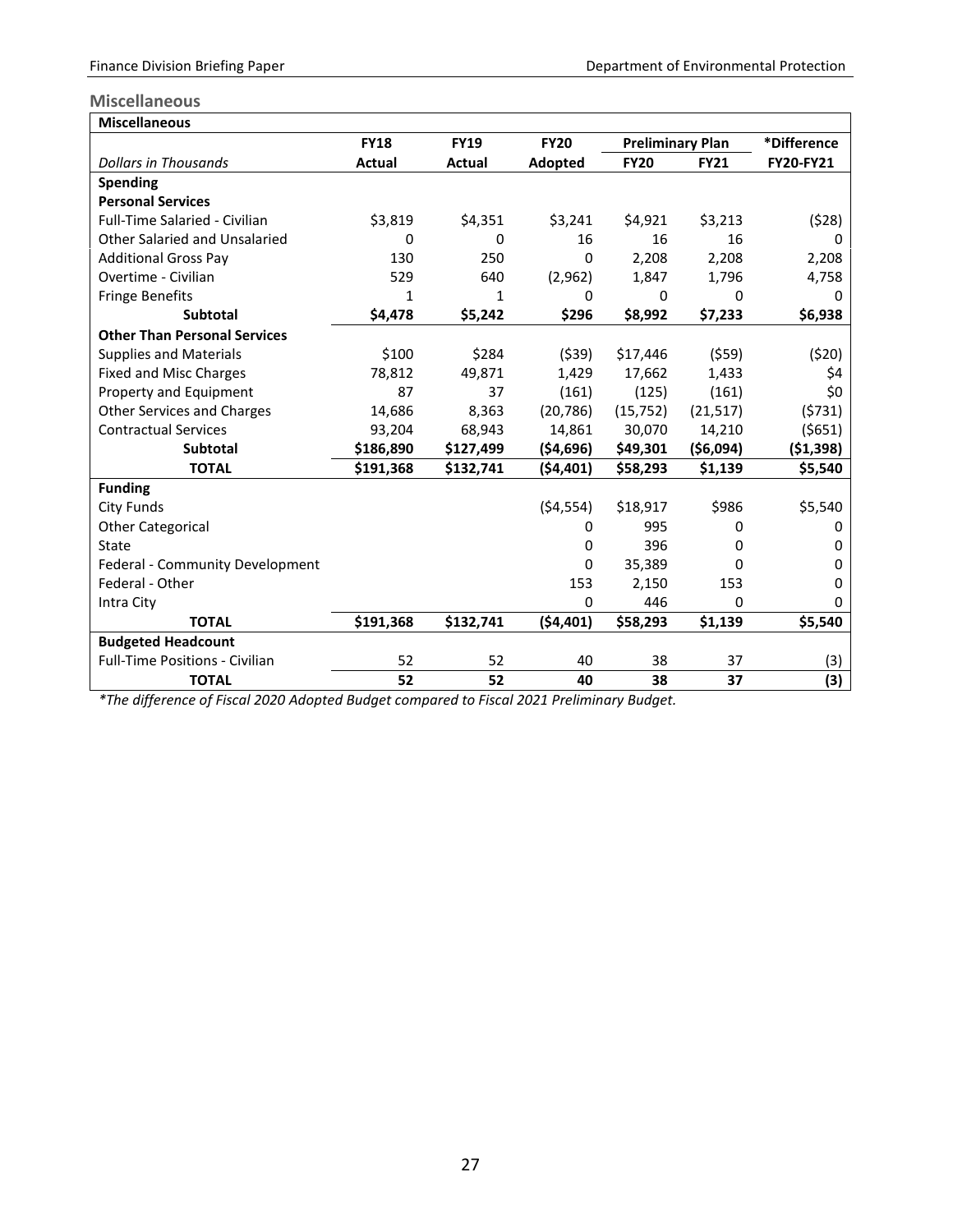### Miscellaneous

| Miscellaneous | | | | | | |
|---|---|---|---|---|---|---|
| | **FY18** | **FY19** | **FY20** | **Preliminary Plan** | | ***Difference** |
| *Dollars in Thousands* | **Actual** | **Actual** | **Adopted** | **FY20** | **FY21** | **FY20-FY21** |
| **Spending** | | | | | | |
| **Personal Services** | | | | | | |
| Full-Time Salaried - Civilian | $3,819 | $4,351 | $3,241 | $4,921 | $3,213 | ($28) |
| Other Salaried and Unsalaried | 0 | 0 | 16 | 16 | 16 | 0 |
| Additional Gross Pay | 130 | 250 | 0 | 2,208 | 2,208 | 2,208 |
| Overtime - Civilian | 529 | 640 | (2,962) | 1,847 | 1,796 | 4,758 |
| Fringe Benefits | 1 | 1 | 0 | 0 | 0 | 0 |
| **Subtotal** | **$4,478** | **$5,242** | **$296** | **$8,992** | **$7,233** | **$6,938** |
| **Other Than Personal Services** | | | | | | |
| Supplies and Materials | $100 | $284 | ($39) | $17,446 | ($59) | ($20) |
| Fixed and Misc Charges | 78,812 | 49,871 | 1,429 | 17,662 | 1,433 | $4 |
| Property and Equipment | 87 | 37 | (161) | (125) | (161) | $0 |
| Other Services and Charges | 14,686 | 8,363 | (20,786) | (15,752) | (21,517) | ($731) |
| Contractual Services | 93,204 | 68,943 | 14,861 | 30,070 | 14,210 | ($651) |
| **Subtotal** | **$186,890** | **$127,499** | **($4,696)** | **$49,301** | **($6,094)** | **($1,398)** |
| **TOTAL** | **$191,368** | **$132,741** | **($4,401)** | **$58,293** | **$1,139** | **$5,540** |
| **Funding** | | | | | | |
| City Funds | | | ($4,554) | $18,917 | $986 | $5,540 |
| Other Categorical | | | 0 | 995 | 0 | 0 |
| State | | | 0 | 396 | 0 | 0 |
| Federal - Community Development | | | 0 | 35,389 | 0 | 0 |
| Federal - Other | | | 153 | 2,150 | 153 | 0 |
| Intra City | | | 0 | 446 | 0 | 0 |
| **TOTAL** | **$191,368** | **$132,741** | **($4,401)** | **$58,293** | **$1,139** | **$5,540** |
| **Budgeted Headcount** | | | | | | |
| Full-Time Positions - Civilian | 52 | 52 | 40 | 38 | 37 | (3) |
| **TOTAL** | **52** | **52** | **40** | **38** | **37** | **(3)** |

*\*The difference of Fiscal 2020 Adopted Budget compared to Fiscal 2021 Preliminary Budget.*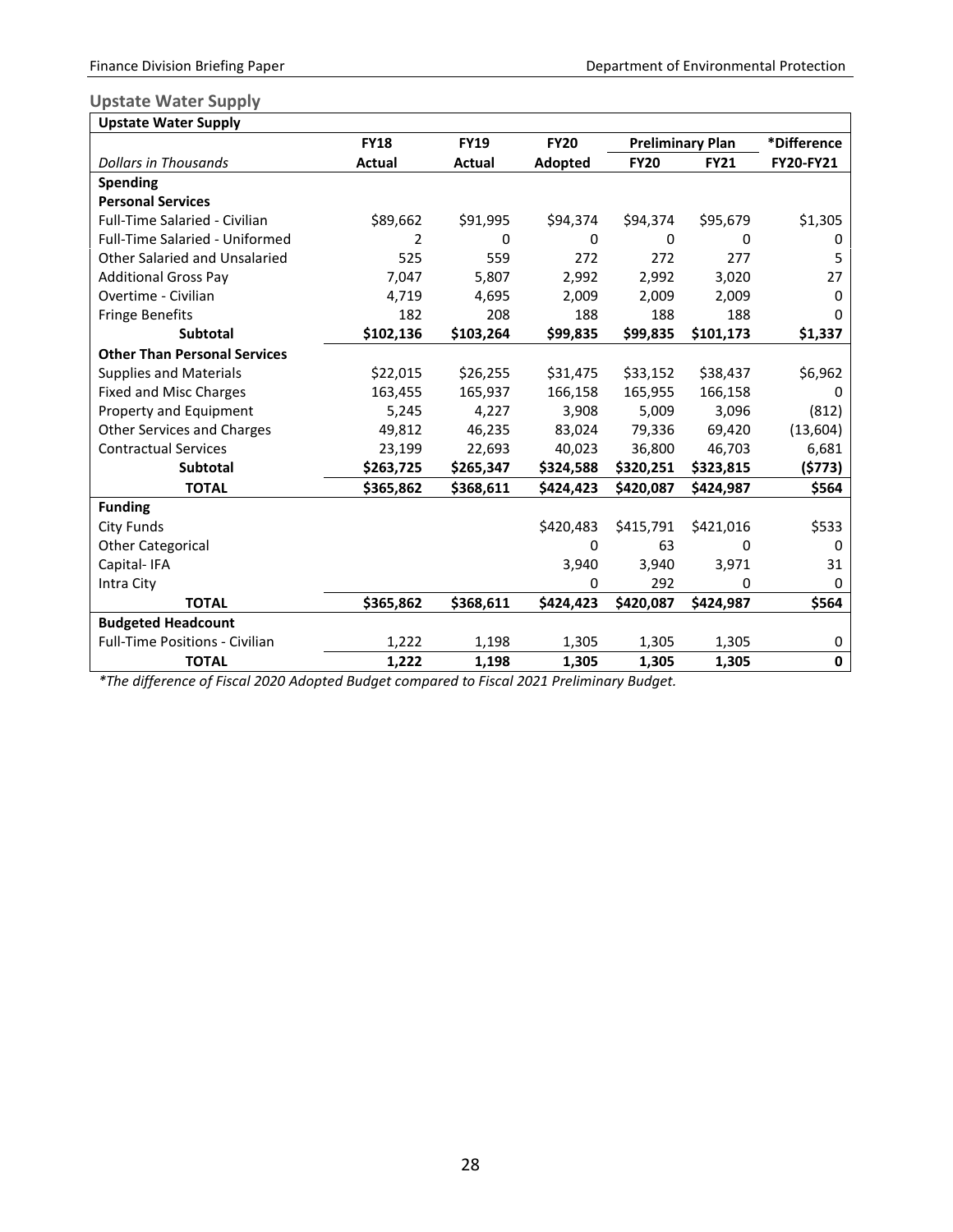## Upstate Water Supply

| Upstate Water Supply | | | | | | |
|---|---|---|---|---|---|---|
| | **FY18** | **FY19** | **FY20** | **Preliminary Plan** | | ***Difference** |
| *Dollars in Thousands* | **Actual** | **Actual** | **Adopted** | **FY20** | **FY21** | **FY20-FY21** |
| **Spending** | | | | | | |
| **Personal Services** | | | | | | |
| Full-Time Salaried - Civilian | $89,662 | $91,995 | $94,374 | $94,374 | $95,679 | $1,305 |
| Full-Time Salaried - Uniformed | 2 | 0 | 0 | 0 | 0 | 0 |
| Other Salaried and Unsalaried | 525 | 559 | 272 | 272 | 277 | 5 |
| Additional Gross Pay | 7,047 | 5,807 | 2,992 | 2,992 | 3,020 | 27 |
| Overtime - Civilian | 4,719 | 4,695 | 2,009 | 2,009 | 2,009 | 0 |
| Fringe Benefits | 182 | 208 | 188 | 188 | 188 | 0 |
| **Subtotal** | **$102,136** | **$103,264** | **$99,835** | **$99,835** | **$101,173** | **$1,337** |
| **Other Than Personal Services** | | | | | | |
| Supplies and Materials | $22,015 | $26,255 | $31,475 | $33,152 | $38,437 | $6,962 |
| Fixed and Misc Charges | 163,455 | 165,937 | 166,158 | 165,955 | 166,158 | 0 |
| Property and Equipment | 5,245 | 4,227 | 3,908 | 5,009 | 3,096 | (812) |
| Other Services and Charges | 49,812 | 46,235 | 83,024 | 79,336 | 69,420 | (13,604) |
| Contractual Services | 23,199 | 22,693 | 40,023 | 36,800 | 46,703 | 6,681 |
| **Subtotal** | **$263,725** | **$265,347** | **$324,588** | **$320,251** | **$323,815** | **($773)** |
| **TOTAL** | **$365,862** | **$368,611** | **$424,423** | **$420,087** | **$424,987** | **$564** |
| **Funding** | | | | | | |
| City Funds | | | $420,483 | $415,791 | $421,016 | $533 |
| Other Categorical | | | 0 | 63 | 0 | 0 |
| Capital- IFA | | | 3,940 | 3,940 | 3,971 | 31 |
| Intra City | | | 0 | 292 | 0 | 0 |
| **TOTAL** | **$365,862** | **$368,611** | **$424,423** | **$420,087** | **$424,987** | **$564** |
| **Budgeted Headcount** | | | | | | |
| Full-Time Positions - Civilian | 1,222 | 1,198 | 1,305 | 1,305 | 1,305 | 0 |
| **TOTAL** | **1,222** | **1,198** | **1,305** | **1,305** | **1,305** | **0** |

**The difference of Fiscal 2020 Adopted Budget compared to Fiscal 2021 Preliminary Budget.*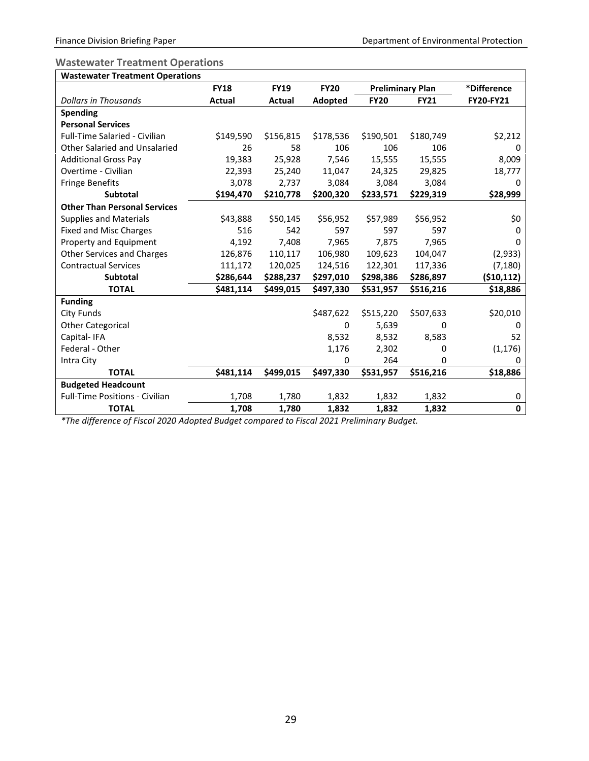## Wastewater Treatment Operations

| Wastewater Treatment Operations | | | | | | |
|---|---|---|---|---|---|---|
| | **FY18** | **FY19** | **FY20** | **Preliminary Plan** | | ***Difference** |
| *Dollars in Thousands* | **Actual** | **Actual** | **Adopted** | **FY20** | **FY21** | **FY20-FY21** |
| **Spending** | | | | | | |
| **Personal Services** | | | | | | |
| Full-Time Salaried - Civilian | $149,590 | $156,815 | $178,536 | $190,501 | $180,749 | $2,212 |
| Other Salaried and Unsalaried | 26 | 58 | 106 | 106 | 106 | 0 |
| Additional Gross Pay | 19,383 | 25,928 | 7,546 | 15,555 | 15,555 | 8,009 |
| Overtime - Civilian | 22,393 | 25,240 | 11,047 | 24,325 | 29,825 | 18,777 |
| Fringe Benefits | 3,078 | 2,737 | 3,084 | 3,084 | 3,084 | 0 |
| **Subtotal** | **$194,470** | **$210,778** | **$200,320** | **$233,571** | **$229,319** | **$28,999** |
| **Other Than Personal Services** | | | | | | |
| Supplies and Materials | $43,888 | $50,145 | $56,952 | $57,989 | $56,952 | $0 |
| Fixed and Misc Charges | 516 | 542 | 597 | 597 | 597 | 0 |
| Property and Equipment | 4,192 | 7,408 | 7,965 | 7,875 | 7,965 | 0 |
| Other Services and Charges | 126,876 | 110,117 | 106,980 | 109,623 | 104,047 | (2,933) |
| Contractual Services | 111,172 | 120,025 | 124,516 | 122,301 | 117,336 | (7,180) |
| **Subtotal** | **$286,644** | **$288,237** | **$297,010** | **$298,386** | **$286,897** | **($10,112)** |
| **TOTAL** | **$481,114** | **$499,015** | **$497,330** | **$531,957** | **$516,216** | **$18,886** |
| **Funding** | | | | | | |
| City Funds | | | $487,622 | $515,220 | $507,633 | $20,010 |
| Other Categorical | | | 0 | 5,639 | 0 | 0 |
| Capital- IFA | | | 8,532 | 8,532 | 8,583 | 52 |
| Federal - Other | | | 1,176 | 2,302 | 0 | (1,176) |
| Intra City | | | 0 | 264 | 0 | 0 |
| **TOTAL** | **$481,114** | **$499,015** | **$497,330** | **$531,957** | **$516,216** | **$18,886** |
| **Budgeted Headcount** | | | | | | |
| Full-Time Positions - Civilian | 1,708 | 1,780 | 1,832 | 1,832 | 1,832 | 0 |
| **TOTAL** | **1,708** | **1,780** | **1,832** | **1,832** | **1,832** | **0** |

*\*The difference of Fiscal 2020 Adopted Budget compared to Fiscal 2021 Preliminary Budget.*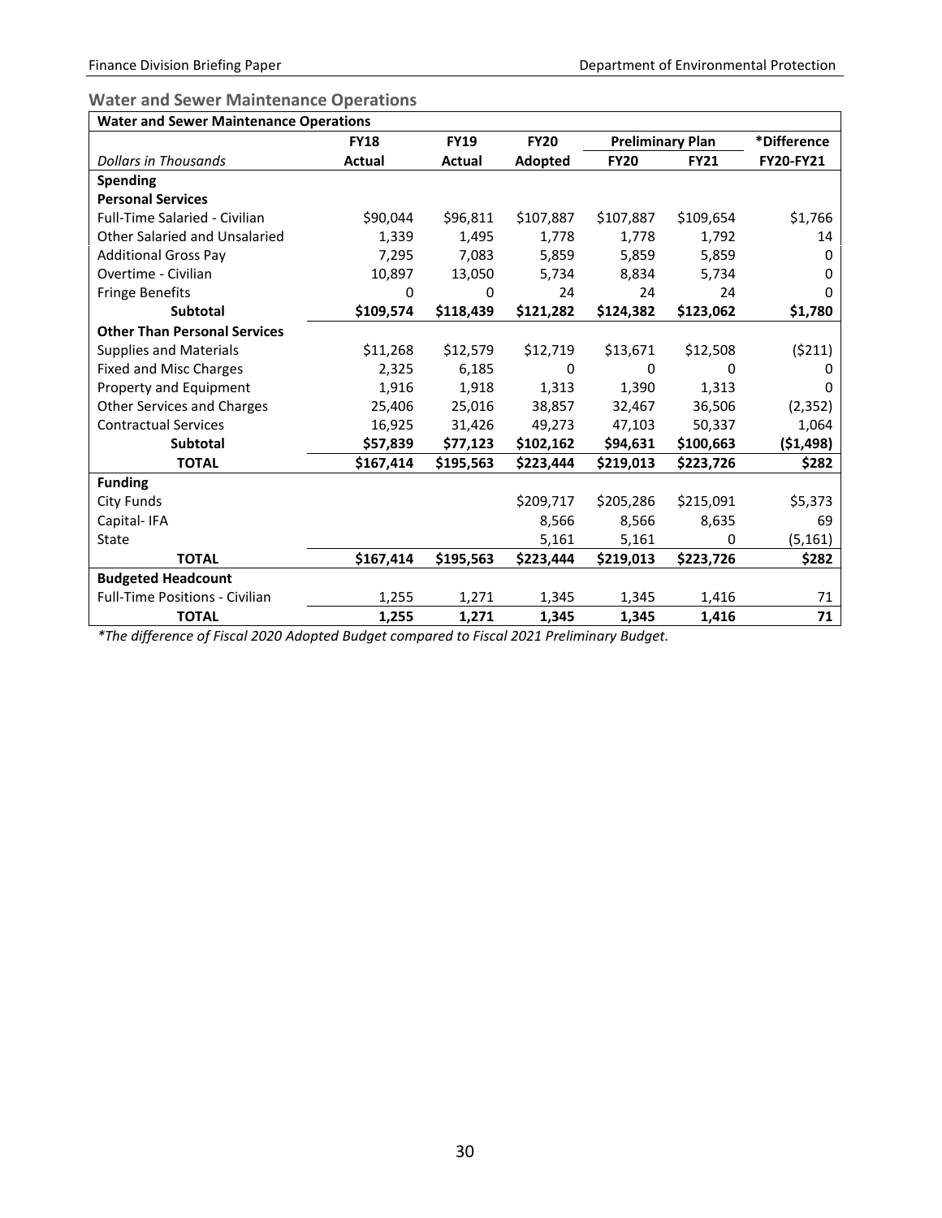## Water and Sewer Maintenance Operations

| Water and Sewer Maintenance Operations | | | | | | |
|---|---|---|---|---|---|---|
| | FY18 | FY19 | FY20 | Preliminary Plan | | *Difference |
| *Dollars in Thousands* | Actual | Actual | Adopted | FY20 | FY21 | FY20-FY21 |
| **Spending** | | | | | | |
| **Personal Services** | | | | | | |
| Full-Time Salaried - Civilian | $90,044 | $96,811 | $107,887 | $107,887 | $109,654 | $1,766 |
| Other Salaried and Unsalaried | 1,339 | 1,495 | 1,778 | 1,778 | 1,792 | 14 |
| Additional Gross Pay | 7,295 | 7,083 | 5,859 | 5,859 | 5,859 | 0 |
| Overtime - Civilian | 10,897 | 13,050 | 5,734 | 8,834 | 5,734 | 0 |
| Fringe Benefits | 0 | 0 | 24 | 24 | 24 | 0 |
| **Subtotal** | **$109,574** | **$118,439** | **$121,282** | **$124,382** | **$123,062** | **$1,780** |
| **Other Than Personal Services** | | | | | | |
| Supplies and Materials | $11,268 | $12,579 | $12,719 | $13,671 | $12,508 | ($211) |
| Fixed and Misc Charges | 2,325 | 6,185 | 0 | 0 | 0 | 0 |
| Property and Equipment | 1,916 | 1,918 | 1,313 | 1,390 | 1,313 | 0 |
| Other Services and Charges | 25,406 | 25,016 | 38,857 | 32,467 | 36,506 | (2,352) |
| Contractual Services | 16,925 | 31,426 | 49,273 | 47,103 | 50,337 | 1,064 |
| **Subtotal** | **$57,839** | **$77,123** | **$102,162** | **$94,631** | **$100,663** | **($1,498)** |
| **TOTAL** | **$167,414** | **$195,563** | **$223,444** | **$219,013** | **$223,726** | **$282** |
| **Funding** | | | | | | |
| City Funds | | | $209,717 | $205,286 | $215,091 | $5,373 |
| Capital- IFA | | | 8,566 | 8,566 | 8,635 | 69 |
| State | | | 5,161 | 5,161 | 0 | (5,161) |
| **TOTAL** | **$167,414** | **$195,563** | **$223,444** | **$219,013** | **$223,726** | **$282** |
| **Budgeted Headcount** | | | | | | |
| Full-Time Positions - Civilian | 1,255 | 1,271 | 1,345 | 1,345 | 1,416 | 71 |
| **TOTAL** | **1,255** | **1,271** | **1,345** | **1,345** | **1,416** | **71** |

*\*The difference of Fiscal 2020 Adopted Budget compared to Fiscal 2021 Preliminary Budget.*